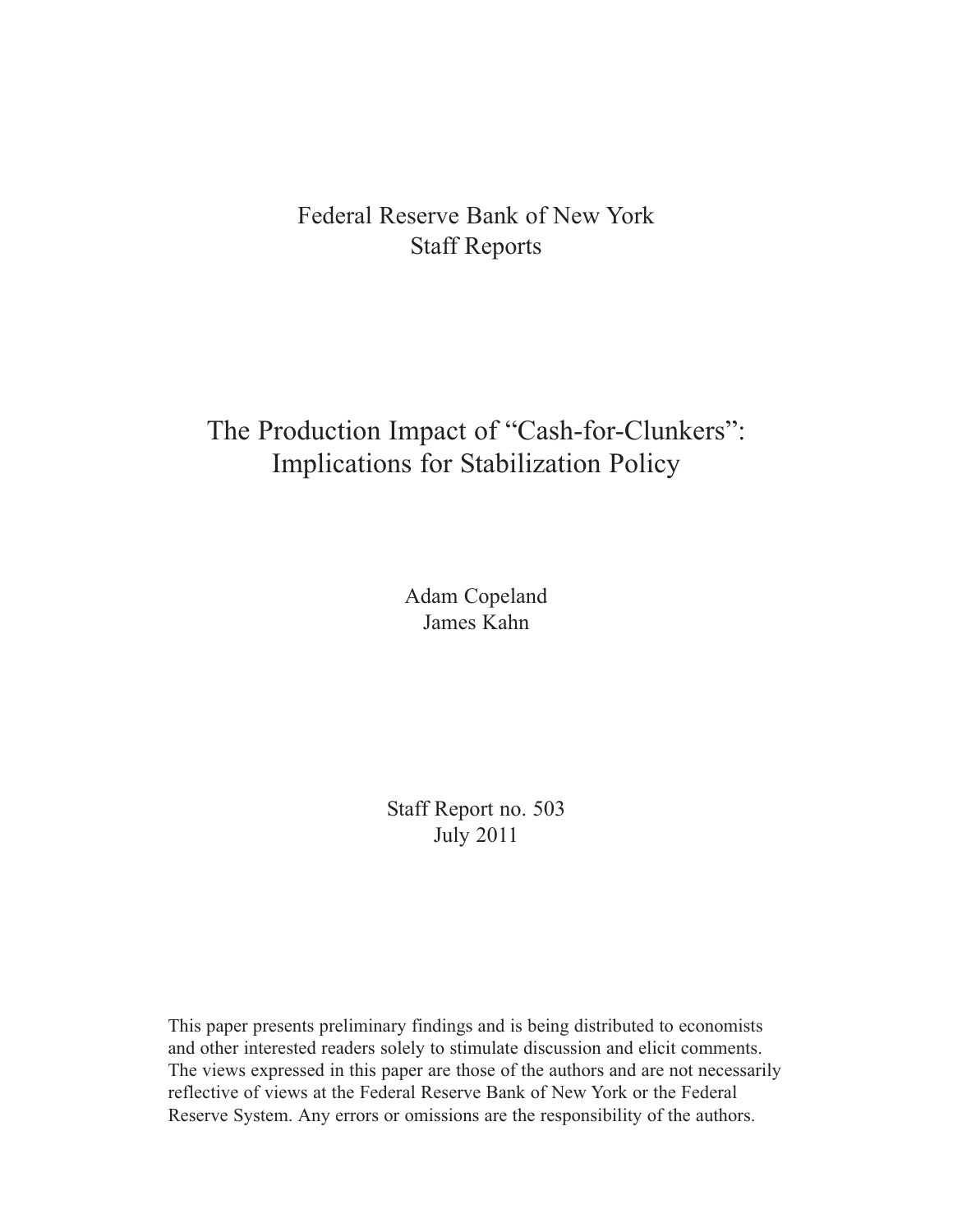Federal Reserve Bank of New York
Staff Reports

# The Production Impact of "Cash-for-Clunkers": Implications for Stabilization Policy

Adam Copeland
James Kahn

Staff Report no. 503
July 2011

This paper presents preliminary findings and is being distributed to economists and other interested readers solely to stimulate discussion and elicit comments. The views expressed in this paper are those of the authors and are not necessarily reflective of views at the Federal Reserve Bank of New York or the Federal Reserve System. Any errors or omissions are the responsibility of the authors.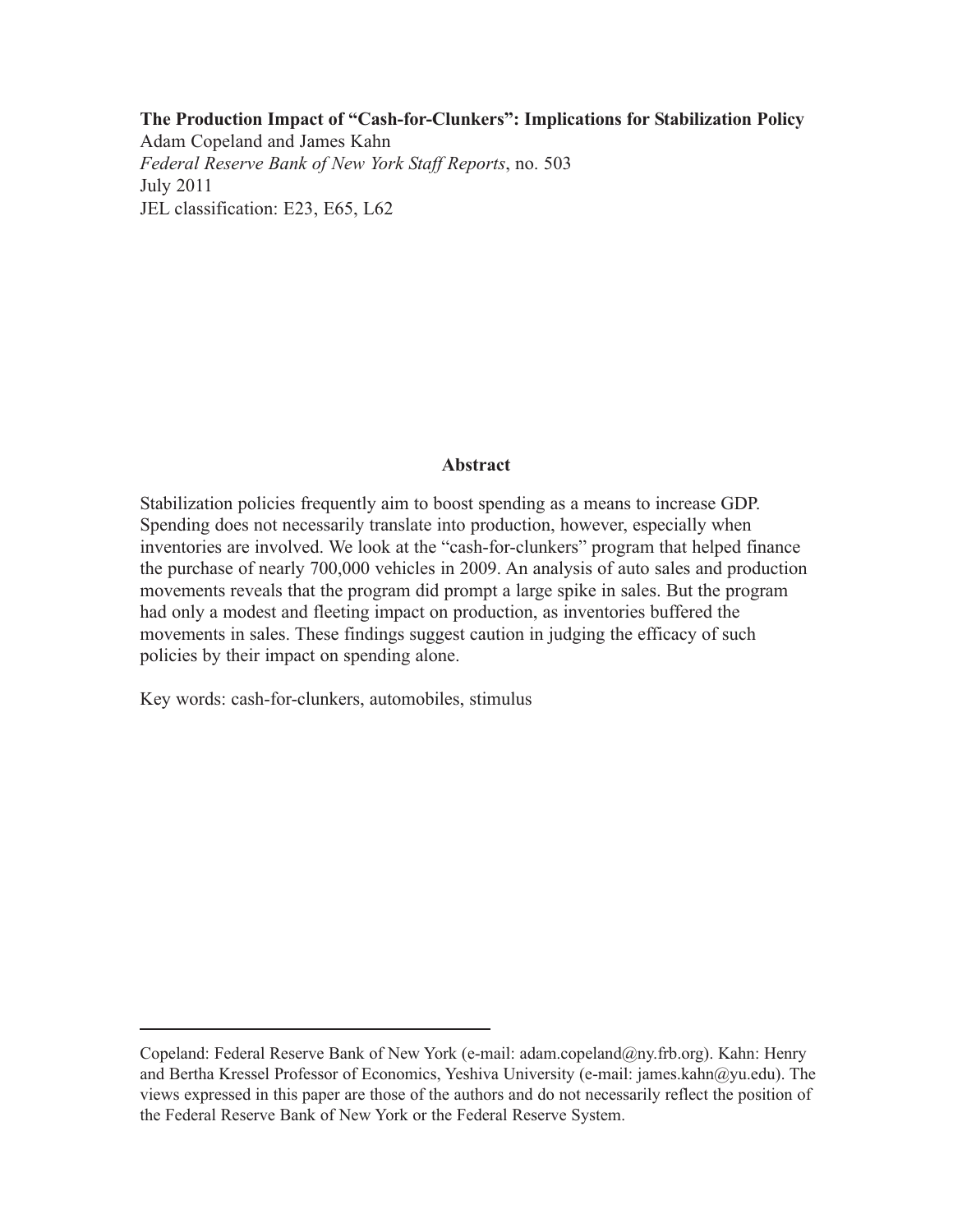**The Production Impact of "Cash-for-Clunkers": Implications for Stabilization Policy**
Adam Copeland and James Kahn
*Federal Reserve Bank of New York Staff Reports*, no. 503
July 2011
JEL classification: E23, E65, L62

## Abstract

Stabilization policies frequently aim to boost spending as a means to increase GDP. Spending does not necessarily translate into production, however, especially when inventories are involved. We look at the "cash-for-clunkers" program that helped finance the purchase of nearly 700,000 vehicles in 2009. An analysis of auto sales and production movements reveals that the program did prompt a large spike in sales. But the program had only a modest and fleeting impact on production, as inventories buffered the movements in sales. These findings suggest caution in judging the efficacy of such policies by their impact on spending alone.

Key words: cash-for-clunkers, automobiles, stimulus

---

Copeland: Federal Reserve Bank of New York (e-mail: adam.copeland@ny.frb.org). Kahn: Henry and Bertha Kressel Professor of Economics, Yeshiva University (e-mail: james.kahn@yu.edu). The views expressed in this paper are those of the authors and do not necessarily reflect the position of the Federal Reserve Bank of New York or the Federal Reserve System.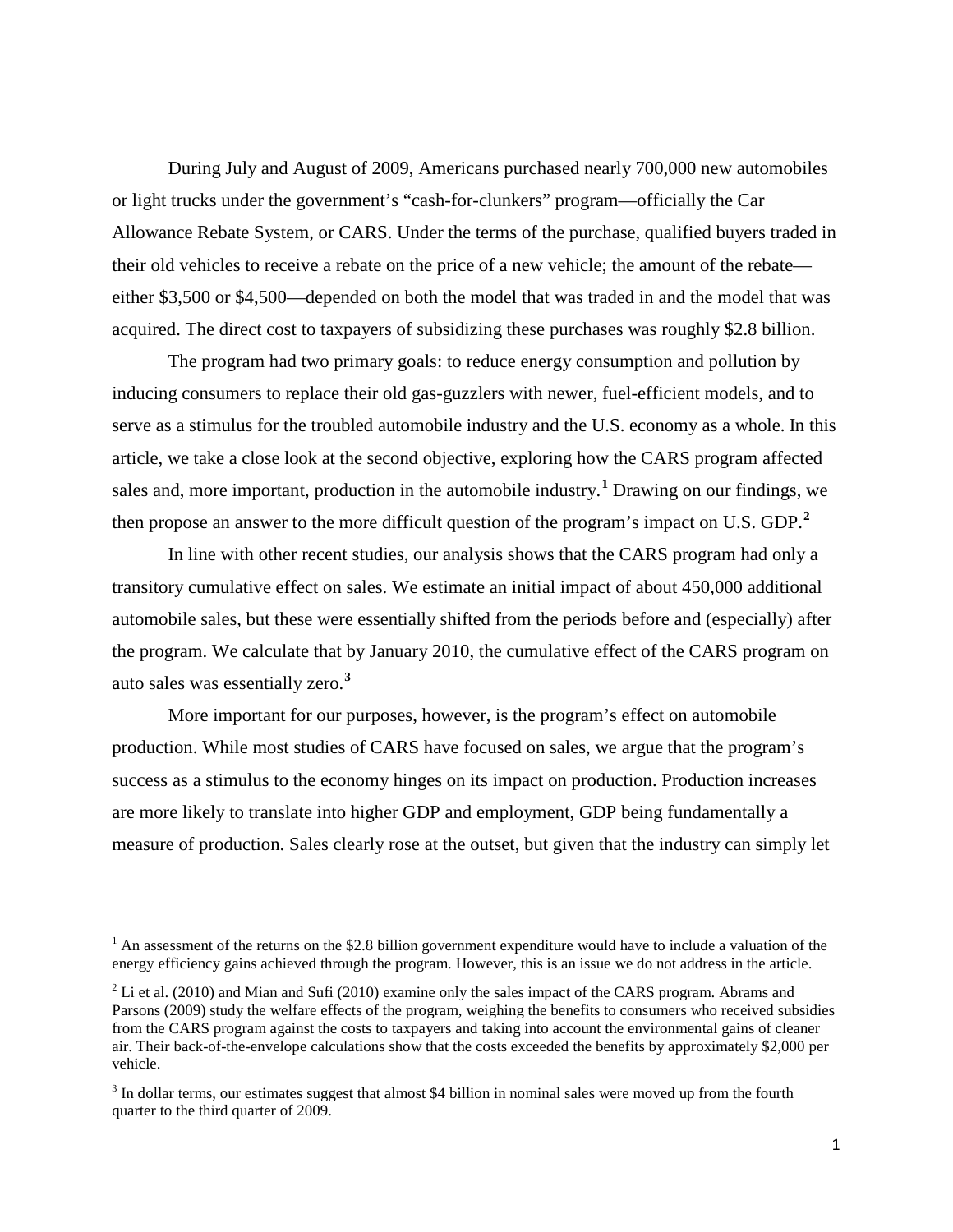During July and August of 2009, Americans purchased nearly 700,000 new automobiles or light trucks under the government's "cash-for-clunkers" program—officially the Car Allowance Rebate System, or CARS. Under the terms of the purchase, qualified buyers traded in their old vehicles to receive a rebate on the price of a new vehicle; the amount of the rebate—either \$3,500 or \$4,500—depended on both the model that was traded in and the model that was acquired. The direct cost to taxpayers of subsidizing these purchases was roughly \$2.8 billion.

The program had two primary goals: to reduce energy consumption and pollution by inducing consumers to replace their old gas-guzzlers with newer, fuel-efficient models, and to serve as a stimulus for the troubled automobile industry and the U.S. economy as a whole. In this article, we take a close look at the second objective, exploring how the CARS program affected sales and, more important, production in the automobile industry.[1] Drawing on our findings, we then propose an answer to the more difficult question of the program's impact on U.S. GDP.[2]

In line with other recent studies, our analysis shows that the CARS program had only a transitory cumulative effect on sales. We estimate an initial impact of about 450,000 additional automobile sales, but these were essentially shifted from the periods before and (especially) after the program. We calculate that by January 2010, the cumulative effect of the CARS program on auto sales was essentially zero.[3]

More important for our purposes, however, is the program's effect on automobile production. While most studies of CARS have focused on sales, we argue that the program's success as a stimulus to the economy hinges on its impact on production. Production increases are more likely to translate into higher GDP and employment, GDP being fundamentally a measure of production. Sales clearly rose at the outset, but given that the industry can simply let

---

[1] An assessment of the returns on the \$2.8 billion government expenditure would have to include a valuation of the energy efficiency gains achieved through the program. However, this is an issue we do not address in the article.

[2] Li et al. (2010) and Mian and Sufi (2010) examine only the sales impact of the CARS program. Abrams and Parsons (2009) study the welfare effects of the program, weighing the benefits to consumers who received subsidies from the CARS program against the costs to taxpayers and taking into account the environmental gains of cleaner air. Their back-of-the-envelope calculations show that the costs exceeded the benefits by approximately \$2,000 per vehicle.

[3] In dollar terms, our estimates suggest that almost \$4 billion in nominal sales were moved up from the fourth quarter to the third quarter of 2009.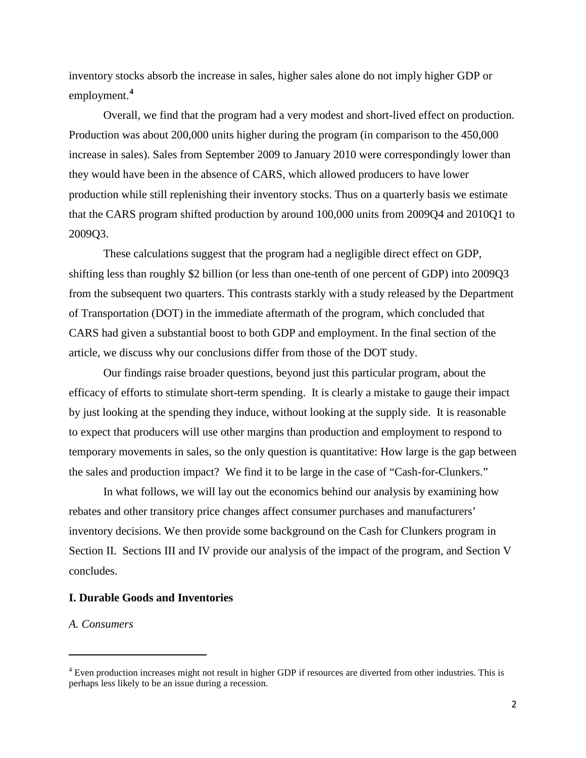inventory stocks absorb the increase in sales, higher sales alone do not imply higher GDP or employment.[4]

Overall, we find that the program had a very modest and short-lived effect on production. Production was about 200,000 units higher during the program (in comparison to the 450,000 increase in sales). Sales from September 2009 to January 2010 were correspondingly lower than they would have been in the absence of CARS, which allowed producers to have lower production while still replenishing their inventory stocks. Thus on a quarterly basis we estimate that the CARS program shifted production by around 100,000 units from 2009Q4 and 2010Q1 to 2009Q3.

These calculations suggest that the program had a negligible direct effect on GDP, shifting less than roughly $2 billion (or less than one-tenth of one percent of GDP) into 2009Q3 from the subsequent two quarters. This contrasts starkly with a study released by the Department of Transportation (DOT) in the immediate aftermath of the program, which concluded that CARS had given a substantial boost to both GDP and employment. In the final section of the article, we discuss why our conclusions differ from those of the DOT study.

Our findings raise broader questions, beyond just this particular program, about the efficacy of efforts to stimulate short-term spending. It is clearly a mistake to gauge their impact by just looking at the spending they induce, without looking at the supply side. It is reasonable to expect that producers will use other margins than production and employment to respond to temporary movements in sales, so the only question is quantitative: How large is the gap between the sales and production impact? We find it to be large in the case of "Cash-for-Clunkers."

In what follows, we will lay out the economics behind our analysis by examining how rebates and other transitory price changes affect consumer purchases and manufacturers' inventory decisions. We then provide some background on the Cash for Clunkers program in Section II. Sections III and IV provide our analysis of the impact of the program, and Section V concludes.

## I. Durable Goods and Inventories

### *A. Consumers*

[4] Even production increases might not result in higher GDP if resources are diverted from other industries. This is perhaps less likely to be an issue during a recession.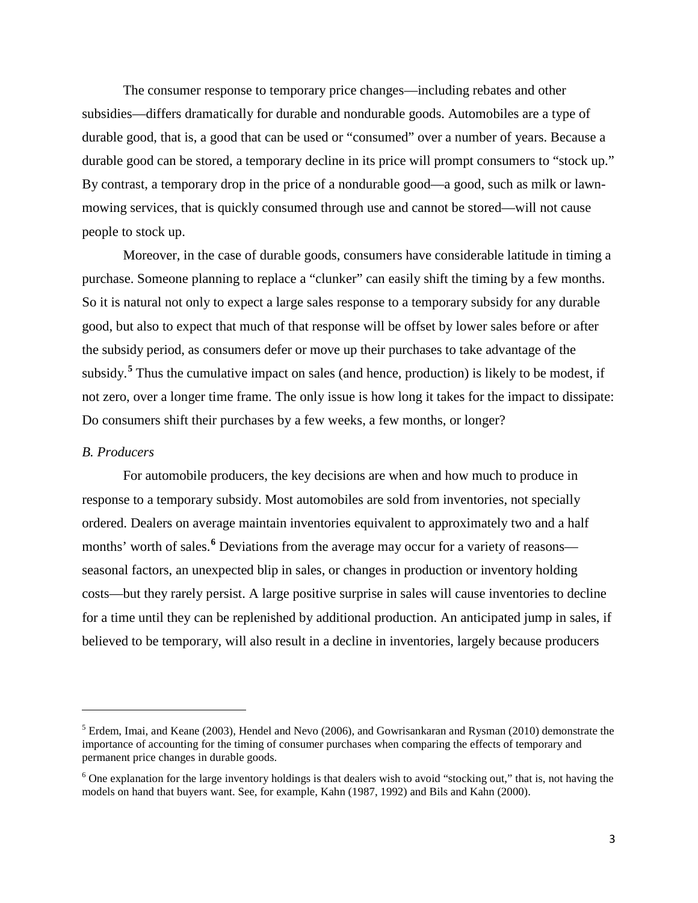The consumer response to temporary price changes—including rebates and other subsidies—differs dramatically for durable and nondurable goods. Automobiles are a type of durable good, that is, a good that can be used or "consumed" over a number of years. Because a durable good can be stored, a temporary decline in its price will prompt consumers to "stock up." By contrast, a temporary drop in the price of a nondurable good—a good, such as milk or lawn-mowing services, that is quickly consumed through use and cannot be stored—will not cause people to stock up.

Moreover, in the case of durable goods, consumers have considerable latitude in timing a purchase. Someone planning to replace a "clunker" can easily shift the timing by a few months. So it is natural not only to expect a large sales response to a temporary subsidy for any durable good, but also to expect that much of that response will be offset by lower sales before or after the subsidy period, as consumers defer or move up their purchases to take advantage of the subsidy.[5] Thus the cumulative impact on sales (and hence, production) is likely to be modest, if not zero, over a longer time frame. The only issue is how long it takes for the impact to dissipate: Do consumers shift their purchases by a few weeks, a few months, or longer?

### *B. Producers*

For automobile producers, the key decisions are when and how much to produce in response to a temporary subsidy. Most automobiles are sold from inventories, not specially ordered. Dealers on average maintain inventories equivalent to approximately two and a half months' worth of sales.[6] Deviations from the average may occur for a variety of reasons—seasonal factors, an unexpected blip in sales, or changes in production or inventory holding costs—but they rarely persist. A large positive surprise in sales will cause inventories to decline for a time until they can be replenished by additional production. An anticipated jump in sales, if believed to be temporary, will also result in a decline in inventories, largely because producers

---

[5] Erdem, Imai, and Keane (2003), Hendel and Nevo (2006), and Gowrisankaran and Rysman (2010) demonstrate the importance of accounting for the timing of consumer purchases when comparing the effects of temporary and permanent price changes in durable goods.

[6] One explanation for the large inventory holdings is that dealers wish to avoid "stocking out," that is, not having the models on hand that buyers want. See, for example, Kahn (1987, 1992) and Bils and Kahn (2000).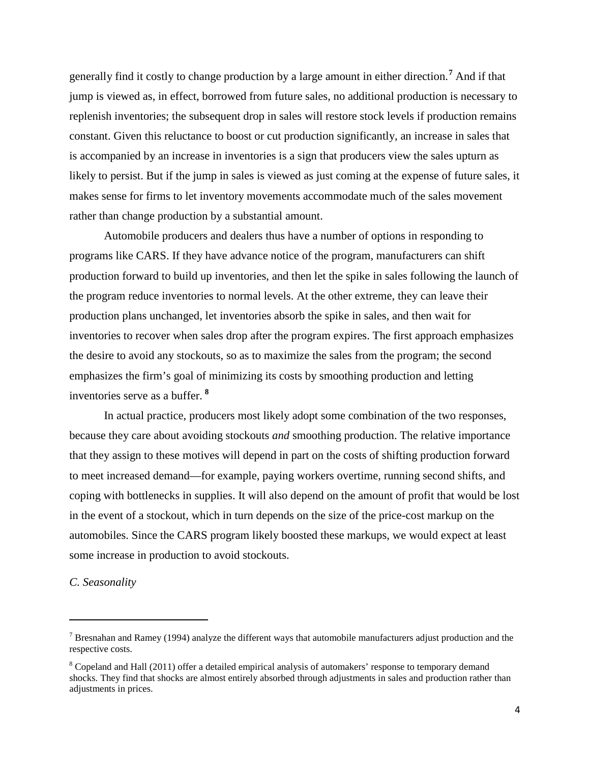generally find it costly to change production by a large amount in either direction.[7] And if that jump is viewed as, in effect, borrowed from future sales, no additional production is necessary to replenish inventories; the subsequent drop in sales will restore stock levels if production remains constant. Given this reluctance to boost or cut production significantly, an increase in sales that is accompanied by an increase in inventories is a sign that producers view the sales upturn as likely to persist. But if the jump in sales is viewed as just coming at the expense of future sales, it makes sense for firms to let inventory movements accommodate much of the sales movement rather than change production by a substantial amount.

Automobile producers and dealers thus have a number of options in responding to programs like CARS. If they have advance notice of the program, manufacturers can shift production forward to build up inventories, and then let the spike in sales following the launch of the program reduce inventories to normal levels. At the other extreme, they can leave their production plans unchanged, let inventories absorb the spike in sales, and then wait for inventories to recover when sales drop after the program expires. The first approach emphasizes the desire to avoid any stockouts, so as to maximize the sales from the program; the second emphasizes the firm's goal of minimizing its costs by smoothing production and letting inventories serve as a buffer. [8]

In actual practice, producers most likely adopt some combination of the two responses, because they care about avoiding stockouts *and* smoothing production. The relative importance that they assign to these motives will depend in part on the costs of shifting production forward to meet increased demand—for example, paying workers overtime, running second shifts, and coping with bottlenecks in supplies. It will also depend on the amount of profit that would be lost in the event of a stockout, which in turn depends on the size of the price-cost markup on the automobiles. Since the CARS program likely boosted these markups, we would expect at least some increase in production to avoid stockouts.

*C. Seasonality*

---

[7] Bresnahan and Ramey (1994) analyze the different ways that automobile manufacturers adjust production and the respective costs.

[8] Copeland and Hall (2011) offer a detailed empirical analysis of automakers' response to temporary demand shocks. They find that shocks are almost entirely absorbed through adjustments in sales and production rather than adjustments in prices.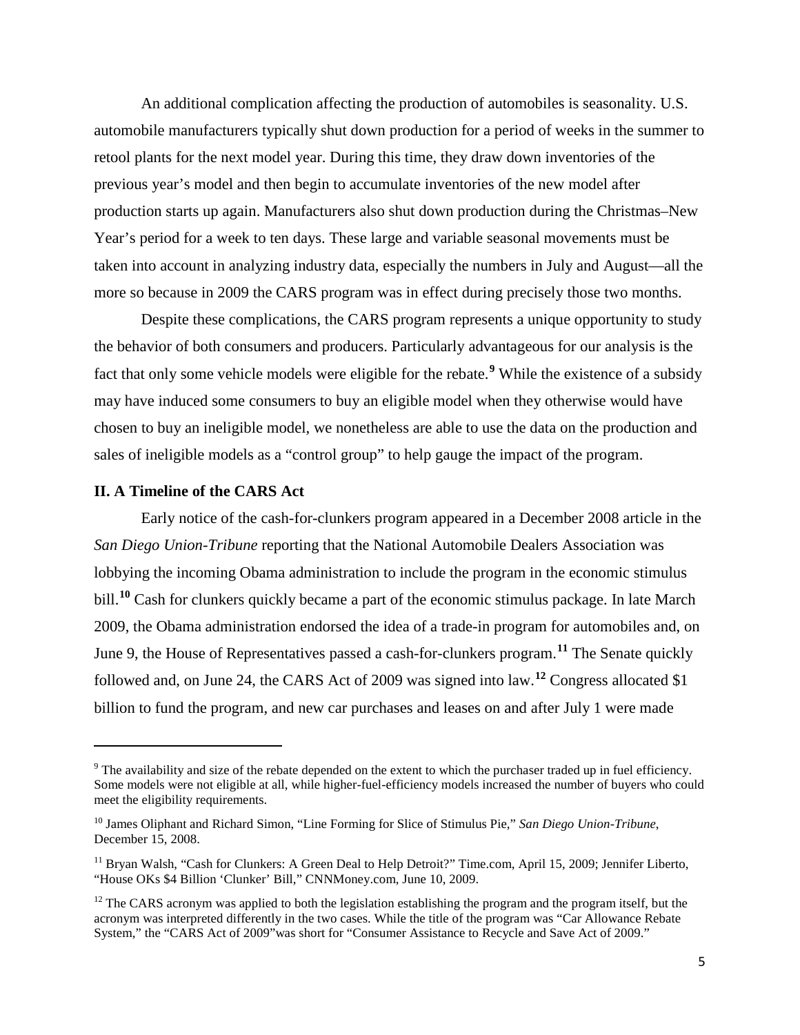An additional complication affecting the production of automobiles is seasonality. U.S. automobile manufacturers typically shut down production for a period of weeks in the summer to retool plants for the next model year. During this time, they draw down inventories of the previous year's model and then begin to accumulate inventories of the new model after production starts up again. Manufacturers also shut down production during the Christmas–New Year's period for a week to ten days. These large and variable seasonal movements must be taken into account in analyzing industry data, especially the numbers in July and August—all the more so because in 2009 the CARS program was in effect during precisely those two months.

Despite these complications, the CARS program represents a unique opportunity to study the behavior of both consumers and producers. Particularly advantageous for our analysis is the fact that only some vehicle models were eligible for the rebate.[9] While the existence of a subsidy may have induced some consumers to buy an eligible model when they otherwise would have chosen to buy an ineligible model, we nonetheless are able to use the data on the production and sales of ineligible models as a "control group" to help gauge the impact of the program.

## II. A Timeline of the CARS Act

Early notice of the cash-for-clunkers program appeared in a December 2008 article in the *San Diego Union-Tribune* reporting that the National Automobile Dealers Association was lobbying the incoming Obama administration to include the program in the economic stimulus bill.[10] Cash for clunkers quickly became a part of the economic stimulus package. In late March 2009, the Obama administration endorsed the idea of a trade-in program for automobiles and, on June 9, the House of Representatives passed a cash-for-clunkers program.[11] The Senate quickly followed and, on June 24, the CARS Act of 2009 was signed into law.[12] Congress allocated $1 billion to fund the program, and new car purchases and leases on and after July 1 were made

---

[9] The availability and size of the rebate depended on the extent to which the purchaser traded up in fuel efficiency. Some models were not eligible at all, while higher-fuel-efficiency models increased the number of buyers who could meet the eligibility requirements.

[10] James Oliphant and Richard Simon, "Line Forming for Slice of Stimulus Pie," *San Diego Union-Tribune*, December 15, 2008.

[11] Bryan Walsh, "Cash for Clunkers: A Green Deal to Help Detroit?" Time.com, April 15, 2009; Jennifer Liberto, "House OKs $4 Billion 'Clunker' Bill," CNNMoney.com, June 10, 2009.

[12] The CARS acronym was applied to both the legislation establishing the program and the program itself, but the acronym was interpreted differently in the two cases. While the title of the program was "Car Allowance Rebate System," the "CARS Act of 2009"was short for "Consumer Assistance to Recycle and Save Act of 2009."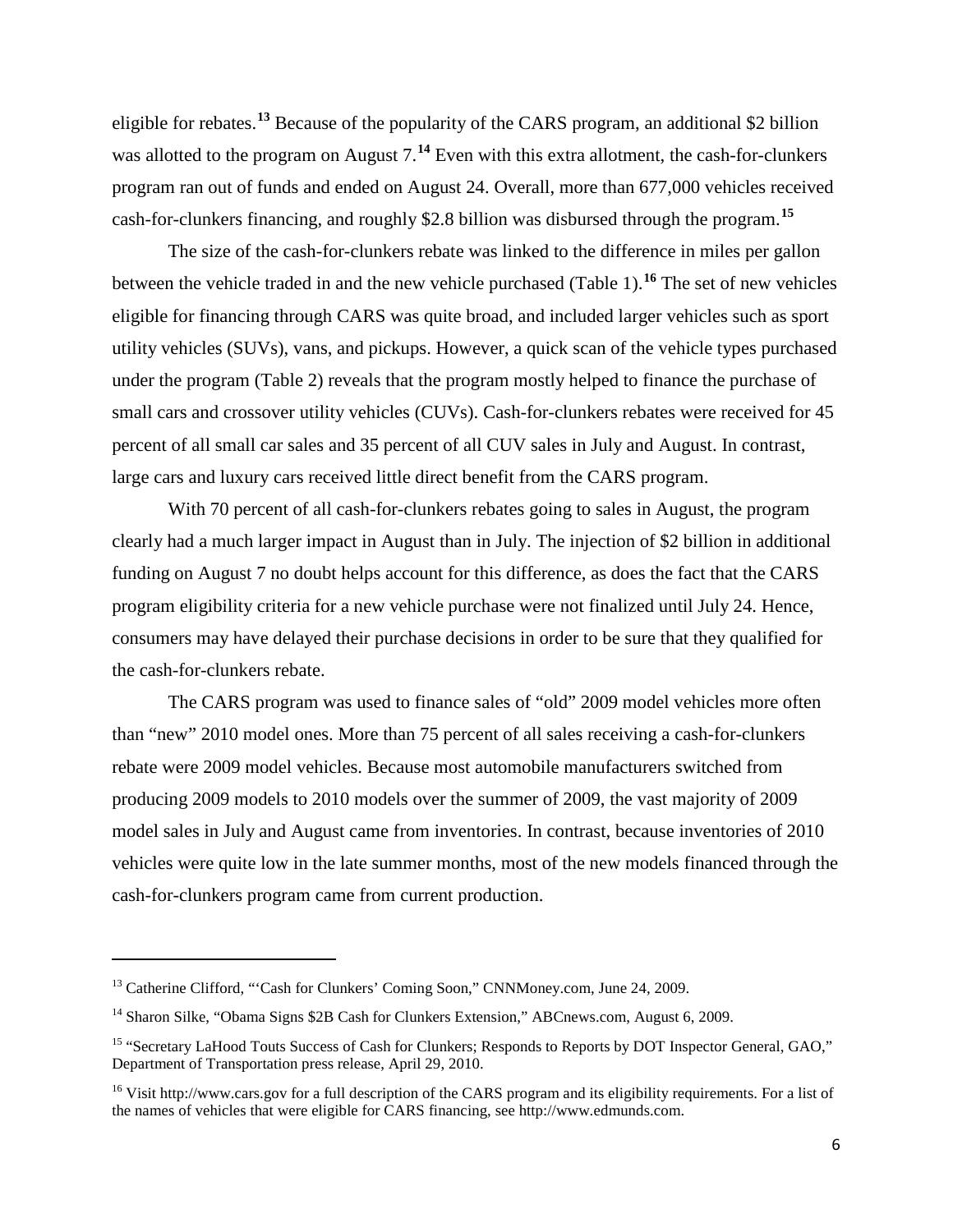eligible for rebates.[13] Because of the popularity of the CARS program, an additional $2 billion was allotted to the program on August 7.[14] Even with this extra allotment, the cash-for-clunkers program ran out of funds and ended on August 24. Overall, more than 677,000 vehicles received cash-for-clunkers financing, and roughly $2.8 billion was disbursed through the program.[15]

The size of the cash-for-clunkers rebate was linked to the difference in miles per gallon between the vehicle traded in and the new vehicle purchased (Table 1).[16] The set of new vehicles eligible for financing through CARS was quite broad, and included larger vehicles such as sport utility vehicles (SUVs), vans, and pickups. However, a quick scan of the vehicle types purchased under the program (Table 2) reveals that the program mostly helped to finance the purchase of small cars and crossover utility vehicles (CUVs). Cash-for-clunkers rebates were received for 45 percent of all small car sales and 35 percent of all CUV sales in July and August. In contrast, large cars and luxury cars received little direct benefit from the CARS program.

With 70 percent of all cash-for-clunkers rebates going to sales in August, the program clearly had a much larger impact in August than in July. The injection of $2 billion in additional funding on August 7 no doubt helps account for this difference, as does the fact that the CARS program eligibility criteria for a new vehicle purchase were not finalized until July 24. Hence, consumers may have delayed their purchase decisions in order to be sure that they qualified for the cash-for-clunkers rebate.

The CARS program was used to finance sales of "old" 2009 model vehicles more often than "new" 2010 model ones. More than 75 percent of all sales receiving a cash-for-clunkers rebate were 2009 model vehicles. Because most automobile manufacturers switched from producing 2009 models to 2010 models over the summer of 2009, the vast majority of 2009 model sales in July and August came from inventories. In contrast, because inventories of 2010 vehicles were quite low in the late summer months, most of the new models financed through the cash-for-clunkers program came from current production.

---

[13] Catherine Clifford, "'Cash for Clunkers' Coming Soon," CNNMoney.com, June 24, 2009.

[14] Sharon Silke, "Obama Signs $2B Cash for Clunkers Extension," ABCnews.com, August 6, 2009.

[15] "Secretary LaHood Touts Success of Cash for Clunkers; Responds to Reports by DOT Inspector General, GAO," Department of Transportation press release, April 29, 2010.

[16] Visit http://www.cars.gov for a full description of the CARS program and its eligibility requirements. For a list of the names of vehicles that were eligible for CARS financing, see http://www.edmunds.com.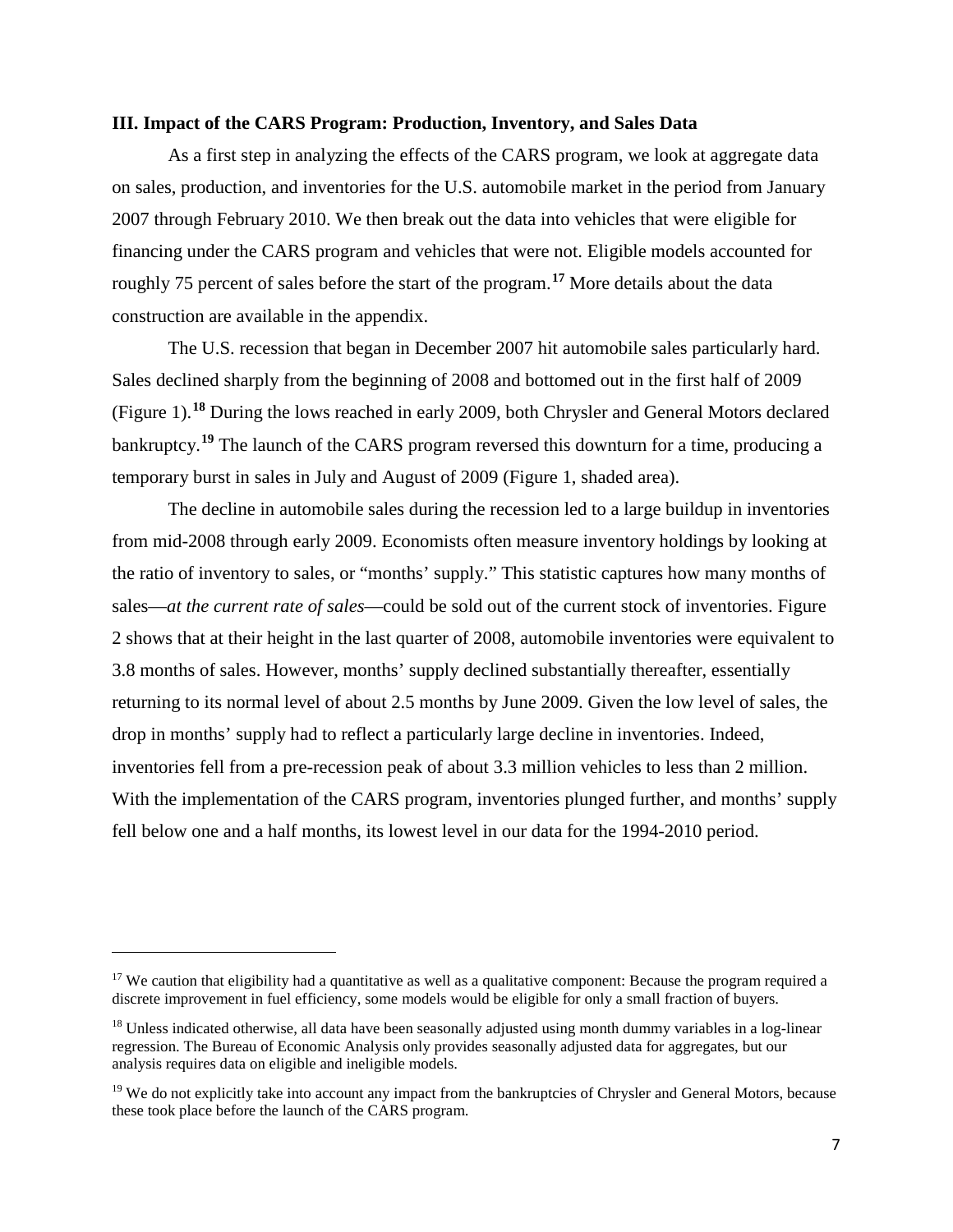### III. Impact of the CARS Program: Production, Inventory, and Sales Data

As a first step in analyzing the effects of the CARS program, we look at aggregate data on sales, production, and inventories for the U.S. automobile market in the period from January 2007 through February 2010. We then break out the data into vehicles that were eligible for financing under the CARS program and vehicles that were not. Eligible models accounted for roughly 75 percent of sales before the start of the program.[17] More details about the data construction are available in the appendix.

The U.S. recession that began in December 2007 hit automobile sales particularly hard. Sales declined sharply from the beginning of 2008 and bottomed out in the first half of 2009 (Figure 1).[18] During the lows reached in early 2009, both Chrysler and General Motors declared bankruptcy.[19] The launch of the CARS program reversed this downturn for a time, producing a temporary burst in sales in July and August of 2009 (Figure 1, shaded area).

The decline in automobile sales during the recession led to a large buildup in inventories from mid-2008 through early 2009. Economists often measure inventory holdings by looking at the ratio of inventory to sales, or "months' supply." This statistic captures how many months of sales—*at the current rate of sales*—could be sold out of the current stock of inventories. Figure 2 shows that at their height in the last quarter of 2008, automobile inventories were equivalent to 3.8 months of sales. However, months' supply declined substantially thereafter, essentially returning to its normal level of about 2.5 months by June 2009. Given the low level of sales, the drop in months' supply had to reflect a particularly large decline in inventories. Indeed, inventories fell from a pre-recession peak of about 3.3 million vehicles to less than 2 million. With the implementation of the CARS program, inventories plunged further, and months' supply fell below one and a half months, its lowest level in our data for the 1994-2010 period.

---

[17] We caution that eligibility had a quantitative as well as a qualitative component: Because the program required a discrete improvement in fuel efficiency, some models would be eligible for only a small fraction of buyers.

[18] Unless indicated otherwise, all data have been seasonally adjusted using month dummy variables in a log-linear regression. The Bureau of Economic Analysis only provides seasonally adjusted data for aggregates, but our analysis requires data on eligible and ineligible models.

[19] We do not explicitly take into account any impact from the bankruptcies of Chrysler and General Motors, because these took place before the launch of the CARS program.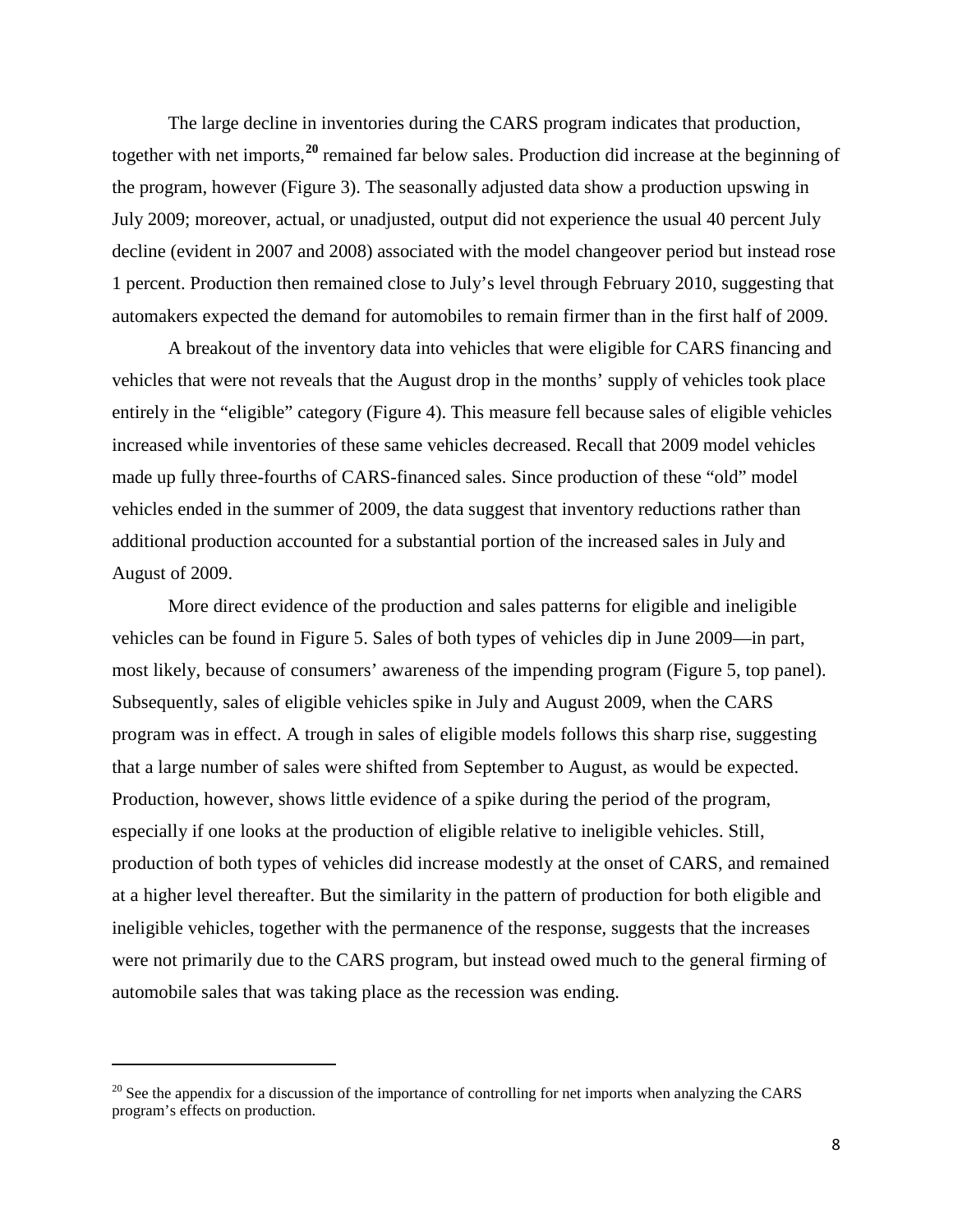The large decline in inventories during the CARS program indicates that production, together with net imports,[20] remained far below sales. Production did increase at the beginning of the program, however (Figure 3). The seasonally adjusted data show a production upswing in July 2009; moreover, actual, or unadjusted, output did not experience the usual 40 percent July decline (evident in 2007 and 2008) associated with the model changeover period but instead rose 1 percent. Production then remained close to July's level through February 2010, suggesting that automakers expected the demand for automobiles to remain firmer than in the first half of 2009.

A breakout of the inventory data into vehicles that were eligible for CARS financing and vehicles that were not reveals that the August drop in the months' supply of vehicles took place entirely in the "eligible" category (Figure 4). This measure fell because sales of eligible vehicles increased while inventories of these same vehicles decreased. Recall that 2009 model vehicles made up fully three-fourths of CARS-financed sales. Since production of these "old" model vehicles ended in the summer of 2009, the data suggest that inventory reductions rather than additional production accounted for a substantial portion of the increased sales in July and August of 2009.

More direct evidence of the production and sales patterns for eligible and ineligible vehicles can be found in Figure 5. Sales of both types of vehicles dip in June 2009—in part, most likely, because of consumers' awareness of the impending program (Figure 5, top panel). Subsequently, sales of eligible vehicles spike in July and August 2009, when the CARS program was in effect. A trough in sales of eligible models follows this sharp rise, suggesting that a large number of sales were shifted from September to August, as would be expected. Production, however, shows little evidence of a spike during the period of the program, especially if one looks at the production of eligible relative to ineligible vehicles. Still, production of both types of vehicles did increase modestly at the onset of CARS, and remained at a higher level thereafter. But the similarity in the pattern of production for both eligible and ineligible vehicles, together with the permanence of the response, suggests that the increases were not primarily due to the CARS program, but instead owed much to the general firming of automobile sales that was taking place as the recession was ending.

---

[20] See the appendix for a discussion of the importance of controlling for net imports when analyzing the CARS program's effects on production.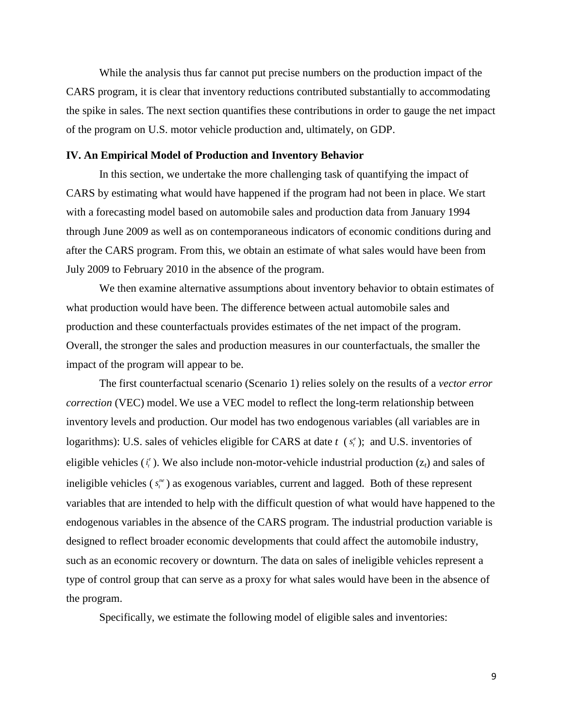While the analysis thus far cannot put precise numbers on the production impact of the CARS program, it is clear that inventory reductions contributed substantially to accommodating the spike in sales. The next section quantifies these contributions in order to gauge the net impact of the program on U.S. motor vehicle production and, ultimately, on GDP.

## IV. An Empirical Model of Production and Inventory Behavior

In this section, we undertake the more challenging task of quantifying the impact of CARS by estimating what would have happened if the program had not been in place. We start with a forecasting model based on automobile sales and production data from January 1994 through June 2009 as well as on contemporaneous indicators of economic conditions during and after the CARS program. From this, we obtain an estimate of what sales would have been from July 2009 to February 2010 in the absence of the program.

We then examine alternative assumptions about inventory behavior to obtain estimates of what production would have been. The difference between actual automobile sales and production and these counterfactuals provides estimates of the net impact of the program. Overall, the stronger the sales and production measures in our counterfactuals, the smaller the impact of the program will appear to be.

The first counterfactual scenario (Scenario 1) relies solely on the results of a *vector error correction* (VEC) model. We use a VEC model to reflect the long-term relationship between inventory levels and production. Our model has two endogenous variables (all variables are in logarithms): U.S. sales of vehicles eligible for CARS at date $t$ ($s_t^e$); and U.S. inventories of eligible vehicles ($i_t^e$). We also include non-motor-vehicle industrial production ($z_t$) and sales of ineligible vehicles ($s_t^{ne}$) as exogenous variables, current and lagged. Both of these represent variables that are intended to help with the difficult question of what would have happened to the endogenous variables in the absence of the CARS program. The industrial production variable is designed to reflect broader economic developments that could affect the automobile industry, such as an economic recovery or downturn. The data on sales of ineligible vehicles represent a type of control group that can serve as a proxy for what sales would have been in the absence of the program.

Specifically, we estimate the following model of eligible sales and inventories: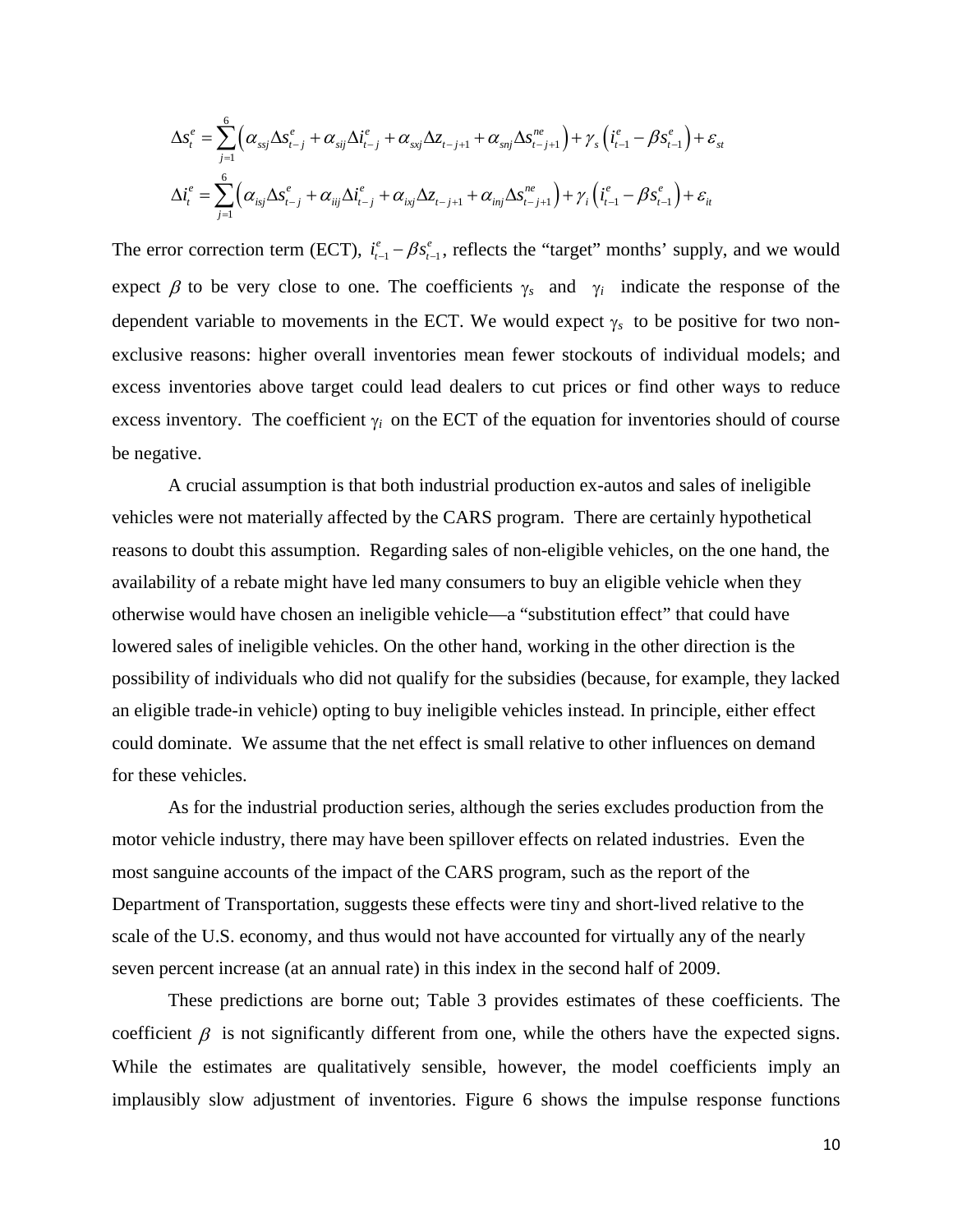$$\Delta s_t^e = \sum_{j=1}^{6} \left( \alpha_{ssj} \Delta s_{t-j}^e + \alpha_{sij} \Delta i_{t-j}^e + \alpha_{sxj} \Delta z_{t-j+1} + \alpha_{snj} \Delta s_{t-j+1}^{ne} \right) + \gamma_s \left( i_{t-1}^e - \beta s_{t-1}^e \right) + \varepsilon_{st}$$

$$\Delta i_t^e = \sum_{j=1}^{6} \left( \alpha_{isj} \Delta s_{t-j}^e + \alpha_{iij} \Delta i_{t-j}^e + \alpha_{ixj} \Delta z_{t-j+1} + \alpha_{inj} \Delta s_{t-j+1}^{ne} \right) + \gamma_i \left( i_{t-1}^e - \beta s_{t-1}^e \right) + \varepsilon_{it}$$

The error correction term (ECT), $i_{t-1}^e - \beta s_{t-1}^e$, reflects the "target" months' supply, and we would expect $\beta$ to be very close to one. The coefficients $\gamma_s$ and $\gamma_i$ indicate the response of the dependent variable to movements in the ECT. We would expect $\gamma_s$ to be positive for two non-exclusive reasons: higher overall inventories mean fewer stockouts of individual models; and excess inventories above target could lead dealers to cut prices or find other ways to reduce excess inventory. The coefficient $\gamma_i$ on the ECT of the equation for inventories should of course be negative.

A crucial assumption is that both industrial production ex-autos and sales of ineligible vehicles were not materially affected by the CARS program. There are certainly hypothetical reasons to doubt this assumption. Regarding sales of non-eligible vehicles, on the one hand, the availability of a rebate might have led many consumers to buy an eligible vehicle when they otherwise would have chosen an ineligible vehicle—a "substitution effect" that could have lowered sales of ineligible vehicles. On the other hand, working in the other direction is the possibility of individuals who did not qualify for the subsidies (because, for example, they lacked an eligible trade-in vehicle) opting to buy ineligible vehicles instead. In principle, either effect could dominate. We assume that the net effect is small relative to other influences on demand for these vehicles.

As for the industrial production series, although the series excludes production from the motor vehicle industry, there may have been spillover effects on related industries. Even the most sanguine accounts of the impact of the CARS program, such as the report of the Department of Transportation, suggests these effects were tiny and short-lived relative to the scale of the U.S. economy, and thus would not have accounted for virtually any of the nearly seven percent increase (at an annual rate) in this index in the second half of 2009.

These predictions are borne out; Table 3 provides estimates of these coefficients. The coefficient $\beta$ is not significantly different from one, while the others have the expected signs. While the estimates are qualitatively sensible, however, the model coefficients imply an implausibly slow adjustment of inventories. Figure 6 shows the impulse response functions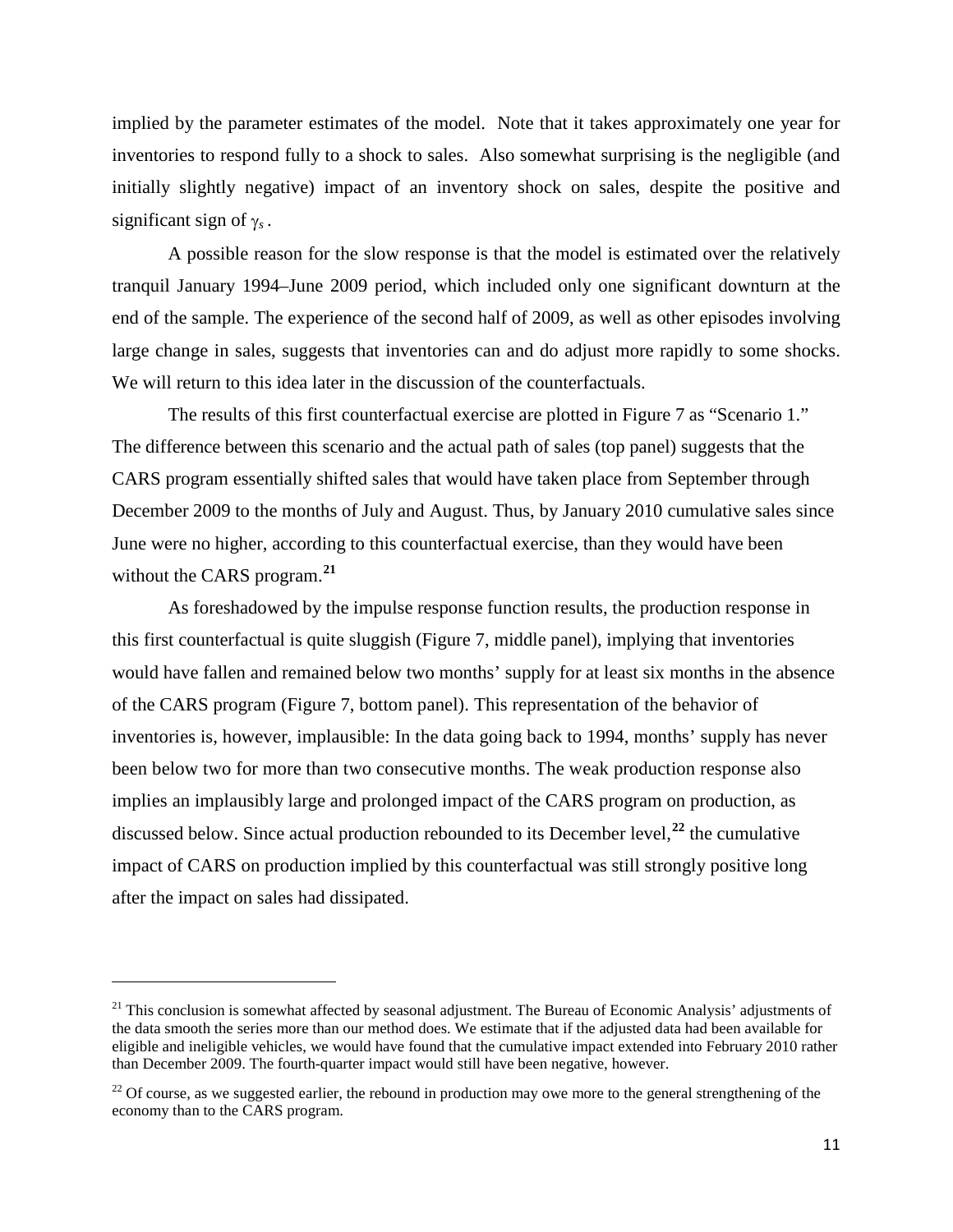implied by the parameter estimates of the model. Note that it takes approximately one year for inventories to respond fully to a shock to sales. Also somewhat surprising is the negligible (and initially slightly negative) impact of an inventory shock on sales, despite the positive and significant sign of $\gamma_s$.

A possible reason for the slow response is that the model is estimated over the relatively tranquil January 1994–June 2009 period, which included only one significant downturn at the end of the sample. The experience of the second half of 2009, as well as other episodes involving large change in sales, suggests that inventories can and do adjust more rapidly to some shocks. We will return to this idea later in the discussion of the counterfactuals.

The results of this first counterfactual exercise are plotted in Figure 7 as "Scenario 1." The difference between this scenario and the actual path of sales (top panel) suggests that the CARS program essentially shifted sales that would have taken place from September through December 2009 to the months of July and August. Thus, by January 2010 cumulative sales since June were no higher, according to this counterfactual exercise, than they would have been without the CARS program.[21]

As foreshadowed by the impulse response function results, the production response in this first counterfactual is quite sluggish (Figure 7, middle panel), implying that inventories would have fallen and remained below two months' supply for at least six months in the absence of the CARS program (Figure 7, bottom panel). This representation of the behavior of inventories is, however, implausible: In the data going back to 1994, months' supply has never been below two for more than two consecutive months. The weak production response also implies an implausibly large and prolonged impact of the CARS program on production, as discussed below. Since actual production rebounded to its December level,[22] the cumulative impact of CARS on production implied by this counterfactual was still strongly positive long after the impact on sales had dissipated.

---

[21] This conclusion is somewhat affected by seasonal adjustment. The Bureau of Economic Analysis' adjustments of the data smooth the series more than our method does. We estimate that if the adjusted data had been available for eligible and ineligible vehicles, we would have found that the cumulative impact extended into February 2010 rather than December 2009. The fourth-quarter impact would still have been negative, however.

[22] Of course, as we suggested earlier, the rebound in production may owe more to the general strengthening of the economy than to the CARS program.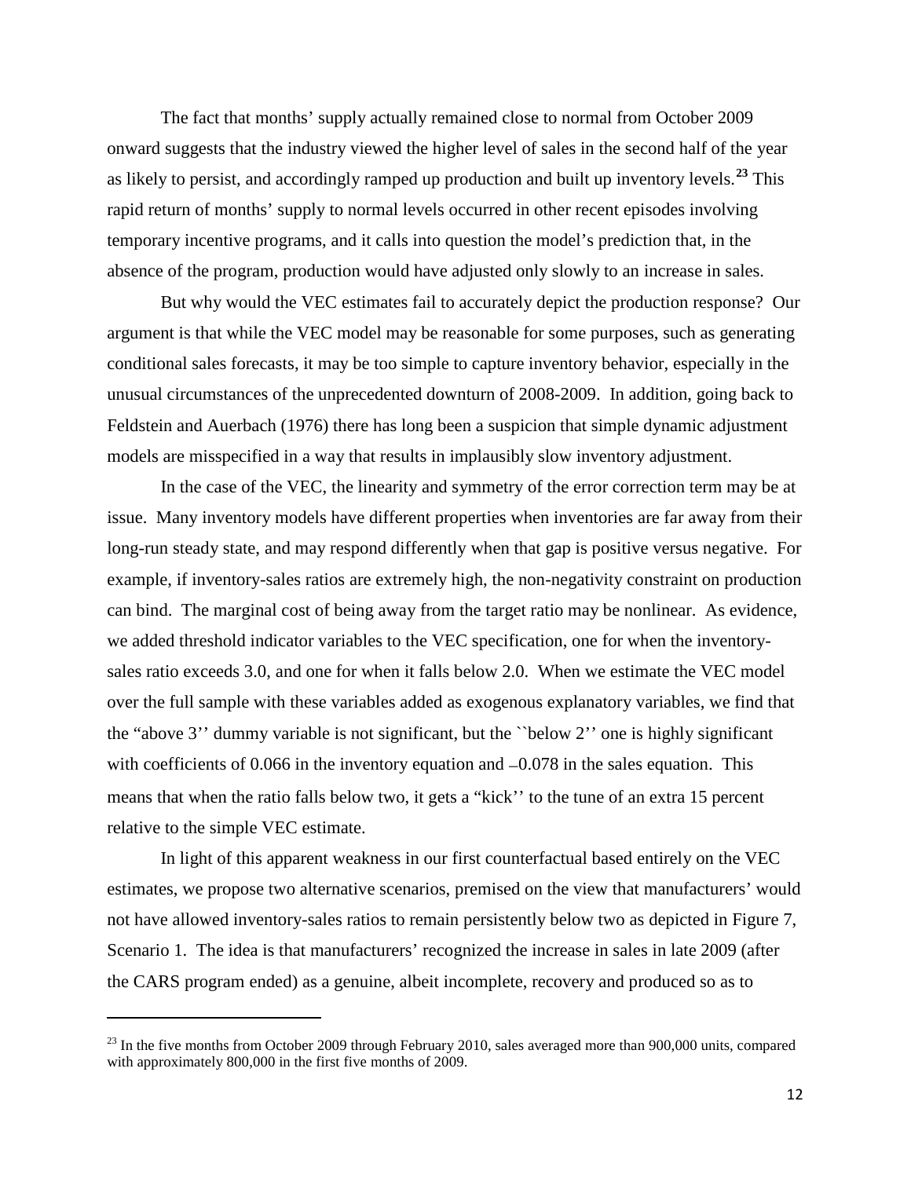The fact that months' supply actually remained close to normal from October 2009 onward suggests that the industry viewed the higher level of sales in the second half of the year as likely to persist, and accordingly ramped up production and built up inventory levels.[23] This rapid return of months' supply to normal levels occurred in other recent episodes involving temporary incentive programs, and it calls into question the model's prediction that, in the absence of the program, production would have adjusted only slowly to an increase in sales.

But why would the VEC estimates fail to accurately depict the production response? Our argument is that while the VEC model may be reasonable for some purposes, such as generating conditional sales forecasts, it may be too simple to capture inventory behavior, especially in the unusual circumstances of the unprecedented downturn of 2008-2009. In addition, going back to Feldstein and Auerbach (1976) there has long been a suspicion that simple dynamic adjustment models are misspecified in a way that results in implausibly slow inventory adjustment.

In the case of the VEC, the linearity and symmetry of the error correction term may be at issue. Many inventory models have different properties when inventories are far away from their long-run steady state, and may respond differently when that gap is positive versus negative. For example, if inventory-sales ratios are extremely high, the non-negativity constraint on production can bind. The marginal cost of being away from the target ratio may be nonlinear. As evidence, we added threshold indicator variables to the VEC specification, one for when the inventory-sales ratio exceeds 3.0, and one for when it falls below 2.0. When we estimate the VEC model over the full sample with these variables added as exogenous explanatory variables, we find that the "above 3'' dummy variable is not significant, but the ``below 2'' one is highly significant with coefficients of 0.066 in the inventory equation and –0.078 in the sales equation. This means that when the ratio falls below two, it gets a "kick'' to the tune of an extra 15 percent relative to the simple VEC estimate.

In light of this apparent weakness in our first counterfactual based entirely on the VEC estimates, we propose two alternative scenarios, premised on the view that manufacturers' would not have allowed inventory-sales ratios to remain persistently below two as depicted in Figure 7, Scenario 1. The idea is that manufacturers' recognized the increase in sales in late 2009 (after the CARS program ended) as a genuine, albeit incomplete, recovery and produced so as to

[23] In the five months from October 2009 through February 2010, sales averaged more than 900,000 units, compared with approximately 800,000 in the first five months of 2009.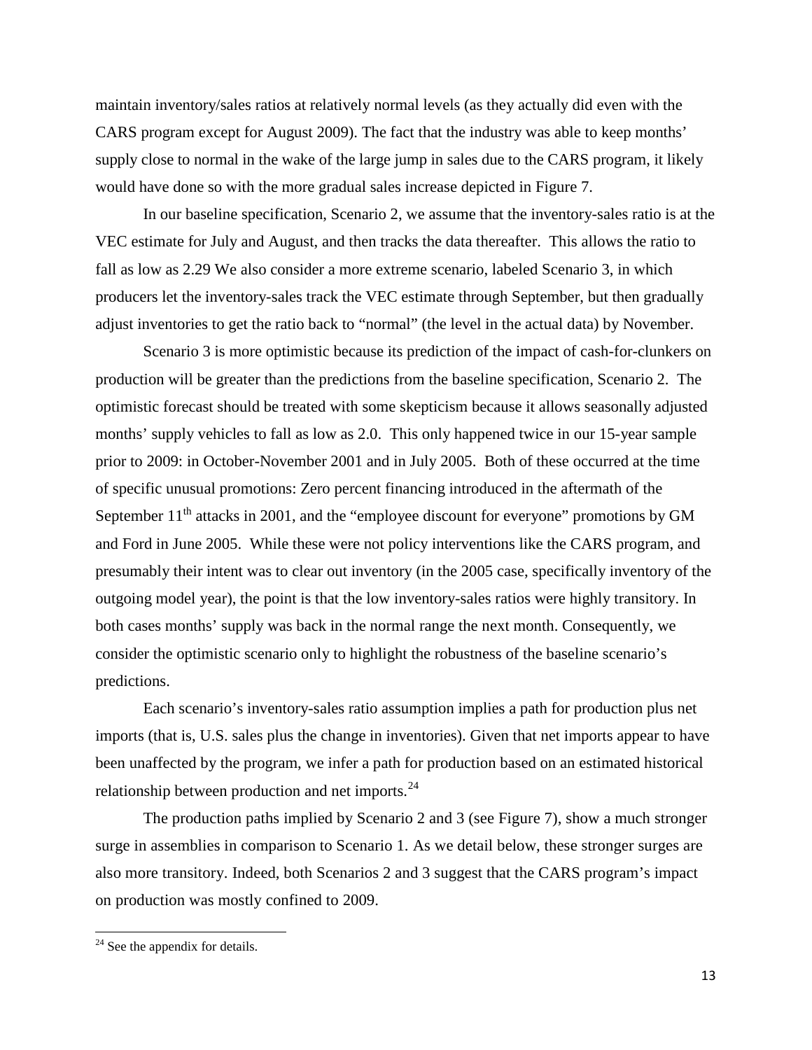maintain inventory/sales ratios at relatively normal levels (as they actually did even with the CARS program except for August 2009). The fact that the industry was able to keep months' supply close to normal in the wake of the large jump in sales due to the CARS program, it likely would have done so with the more gradual sales increase depicted in Figure 7.

In our baseline specification, Scenario 2, we assume that the inventory-sales ratio is at the VEC estimate for July and August, and then tracks the data thereafter. This allows the ratio to fall as low as 2.29 We also consider a more extreme scenario, labeled Scenario 3, in which producers let the inventory-sales track the VEC estimate through September, but then gradually adjust inventories to get the ratio back to "normal" (the level in the actual data) by November.

Scenario 3 is more optimistic because its prediction of the impact of cash-for-clunkers on production will be greater than the predictions from the baseline specification, Scenario 2. The optimistic forecast should be treated with some skepticism because it allows seasonally adjusted months' supply vehicles to fall as low as 2.0. This only happened twice in our 15-year sample prior to 2009: in October-November 2001 and in July 2005. Both of these occurred at the time of specific unusual promotions: Zero percent financing introduced in the aftermath of the September 11th attacks in 2001, and the "employee discount for everyone" promotions by GM and Ford in June 2005. While these were not policy interventions like the CARS program, and presumably their intent was to clear out inventory (in the 2005 case, specifically inventory of the outgoing model year), the point is that the low inventory-sales ratios were highly transitory. In both cases months' supply was back in the normal range the next month. Consequently, we consider the optimistic scenario only to highlight the robustness of the baseline scenario's predictions.

Each scenario's inventory-sales ratio assumption implies a path for production plus net imports (that is, U.S. sales plus the change in inventories). Given that net imports appear to have been unaffected by the program, we infer a path for production based on an estimated historical relationship between production and net imports.[24]

The production paths implied by Scenario 2 and 3 (see Figure 7), show a much stronger surge in assemblies in comparison to Scenario 1. As we detail below, these stronger surges are also more transitory. Indeed, both Scenarios 2 and 3 suggest that the CARS program's impact on production was mostly confined to 2009.

[24] See the appendix for details.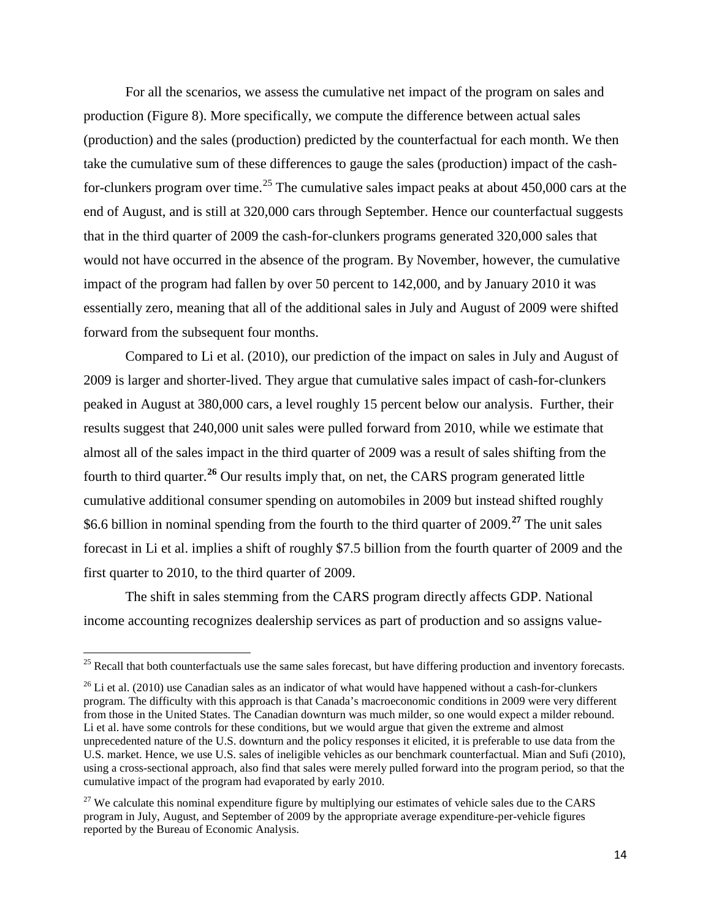For all the scenarios, we assess the cumulative net impact of the program on sales and production (Figure 8). More specifically, we compute the difference between actual sales (production) and the sales (production) predicted by the counterfactual for each month. We then take the cumulative sum of these differences to gauge the sales (production) impact of the cash-for-clunkers program over time.[25] The cumulative sales impact peaks at about 450,000 cars at the end of August, and is still at 320,000 cars through September. Hence our counterfactual suggests that in the third quarter of 2009 the cash-for-clunkers programs generated 320,000 sales that would not have occurred in the absence of the program. By November, however, the cumulative impact of the program had fallen by over 50 percent to 142,000, and by January 2010 it was essentially zero, meaning that all of the additional sales in July and August of 2009 were shifted forward from the subsequent four months.

Compared to Li et al. (2010), our prediction of the impact on sales in July and August of 2009 is larger and shorter-lived. They argue that cumulative sales impact of cash-for-clunkers peaked in August at 380,000 cars, a level roughly 15 percent below our analysis. Further, their results suggest that 240,000 unit sales were pulled forward from 2010, while we estimate that almost all of the sales impact in the third quarter of 2009 was a result of sales shifting from the fourth to third quarter.[26] Our results imply that, on net, the CARS program generated little cumulative additional consumer spending on automobiles in 2009 but instead shifted roughly $6.6 billion in nominal spending from the fourth to the third quarter of 2009.[27] The unit sales forecast in Li et al. implies a shift of roughly $7.5 billion from the fourth quarter of 2009 and the first quarter to 2010, to the third quarter of 2009.

The shift in sales stemming from the CARS program directly affects GDP. National income accounting recognizes dealership services as part of production and so assigns value-

---

[25] Recall that both counterfactuals use the same sales forecast, but have differing production and inventory forecasts.

[26] Li et al. (2010) use Canadian sales as an indicator of what would have happened without a cash-for-clunkers program. The difficulty with this approach is that Canada's macroeconomic conditions in 2009 were very different from those in the United States. The Canadian downturn was much milder, so one would expect a milder rebound. Li et al. have some controls for these conditions, but we would argue that given the extreme and almost unprecedented nature of the U.S. downturn and the policy responses it elicited, it is preferable to use data from the U.S. market. Hence, we use U.S. sales of ineligible vehicles as our benchmark counterfactual. Mian and Sufi (2010), using a cross-sectional approach, also find that sales were merely pulled forward into the program period, so that the cumulative impact of the program had evaporated by early 2010.

[27] We calculate this nominal expenditure figure by multiplying our estimates of vehicle sales due to the CARS program in July, August, and September of 2009 by the appropriate average expenditure-per-vehicle figures reported by the Bureau of Economic Analysis.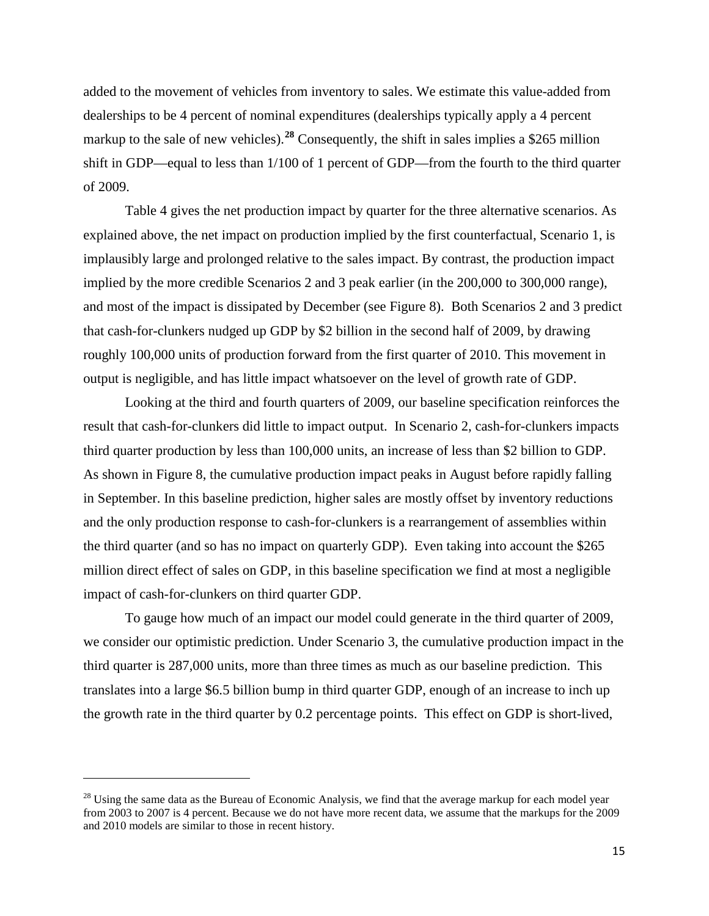added to the movement of vehicles from inventory to sales. We estimate this value-added from dealerships to be 4 percent of nominal expenditures (dealerships typically apply a 4 percent markup to the sale of new vehicles).[28] Consequently, the shift in sales implies a $265 million shift in GDP—equal to less than 1/100 of 1 percent of GDP—from the fourth to the third quarter of 2009.

Table 4 gives the net production impact by quarter for the three alternative scenarios. As explained above, the net impact on production implied by the first counterfactual, Scenario 1, is implausibly large and prolonged relative to the sales impact. By contrast, the production impact implied by the more credible Scenarios 2 and 3 peak earlier (in the 200,000 to 300,000 range), and most of the impact is dissipated by December (see Figure 8). Both Scenarios 2 and 3 predict that cash-for-clunkers nudged up GDP by $2 billion in the second half of 2009, by drawing roughly 100,000 units of production forward from the first quarter of 2010. This movement in output is negligible, and has little impact whatsoever on the level of growth rate of GDP.

Looking at the third and fourth quarters of 2009, our baseline specification reinforces the result that cash-for-clunkers did little to impact output. In Scenario 2, cash-for-clunkers impacts third quarter production by less than 100,000 units, an increase of less than $2 billion to GDP. As shown in Figure 8, the cumulative production impact peaks in August before rapidly falling in September. In this baseline prediction, higher sales are mostly offset by inventory reductions and the only production response to cash-for-clunkers is a rearrangement of assemblies within the third quarter (and so has no impact on quarterly GDP). Even taking into account the $265 million direct effect of sales on GDP, in this baseline specification we find at most a negligible impact of cash-for-clunkers on third quarter GDP.

To gauge how much of an impact our model could generate in the third quarter of 2009, we consider our optimistic prediction. Under Scenario 3, the cumulative production impact in the third quarter is 287,000 units, more than three times as much as our baseline prediction. This translates into a large $6.5 billion bump in third quarter GDP, enough of an increase to inch up the growth rate in the third quarter by 0.2 percentage points. This effect on GDP is short-lived,

[28] Using the same data as the Bureau of Economic Analysis, we find that the average markup for each model year from 2003 to 2007 is 4 percent. Because we do not have more recent data, we assume that the markups for the 2009 and 2010 models are similar to those in recent history.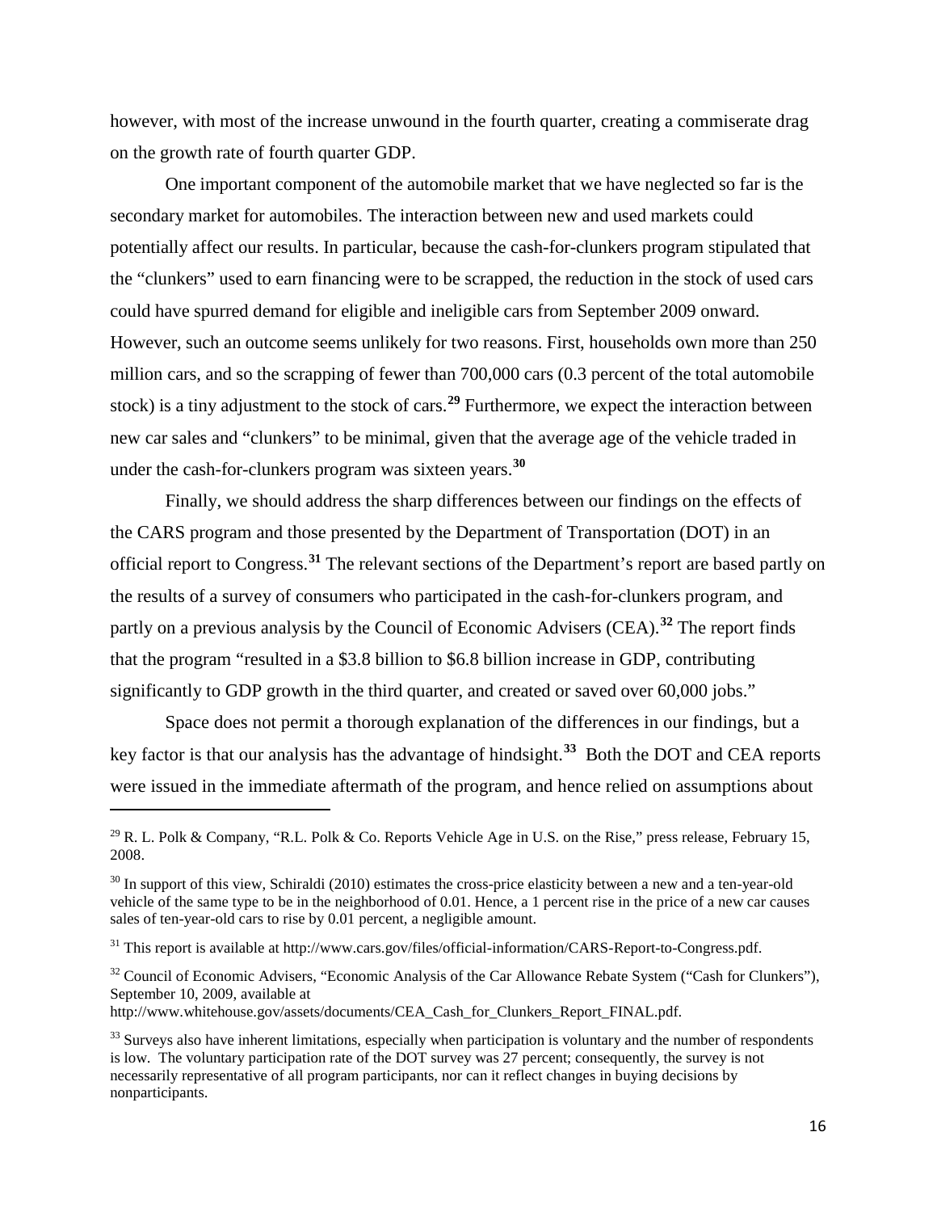however, with most of the increase unwound in the fourth quarter, creating a commiserate drag on the growth rate of fourth quarter GDP.

One important component of the automobile market that we have neglected so far is the secondary market for automobiles. The interaction between new and used markets could potentially affect our results. In particular, because the cash-for-clunkers program stipulated that the "clunkers" used to earn financing were to be scrapped, the reduction in the stock of used cars could have spurred demand for eligible and ineligible cars from September 2009 onward. However, such an outcome seems unlikely for two reasons. First, households own more than 250 million cars, and so the scrapping of fewer than 700,000 cars (0.3 percent of the total automobile stock) is a tiny adjustment to the stock of cars.[29] Furthermore, we expect the interaction between new car sales and "clunkers" to be minimal, given that the average age of the vehicle traded in under the cash-for-clunkers program was sixteen years.[30]

Finally, we should address the sharp differences between our findings on the effects of the CARS program and those presented by the Department of Transportation (DOT) in an official report to Congress.[31] The relevant sections of the Department's report are based partly on the results of a survey of consumers who participated in the cash-for-clunkers program, and partly on a previous analysis by the Council of Economic Advisers (CEA).[32] The report finds that the program "resulted in a \$3.8 billion to \$6.8 billion increase in GDP, contributing significantly to GDP growth in the third quarter, and created or saved over 60,000 jobs."

Space does not permit a thorough explanation of the differences in our findings, but a key factor is that our analysis has the advantage of hindsight.[33] Both the DOT and CEA reports were issued in the immediate aftermath of the program, and hence relied on assumptions about

---

[29] R. L. Polk & Company, "R.L. Polk & Co. Reports Vehicle Age in U.S. on the Rise," press release, February 15, 2008.

[30] In support of this view, Schiraldi (2010) estimates the cross-price elasticity between a new and a ten-year-old vehicle of the same type to be in the neighborhood of 0.01. Hence, a 1 percent rise in the price of a new car causes sales of ten-year-old cars to rise by 0.01 percent, a negligible amount.

[31] This report is available at http://www.cars.gov/files/official-information/CARS-Report-to-Congress.pdf.

[32] Council of Economic Advisers, "Economic Analysis of the Car Allowance Rebate System ("Cash for Clunkers"), September 10, 2009, available at http://www.whitehouse.gov/assets/documents/CEA_Cash_for_Clunkers_Report_FINAL.pdf.

[33] Surveys also have inherent limitations, especially when participation is voluntary and the number of respondents is low. The voluntary participation rate of the DOT survey was 27 percent; consequently, the survey is not necessarily representative of all program participants, nor can it reflect changes in buying decisions by nonparticipants.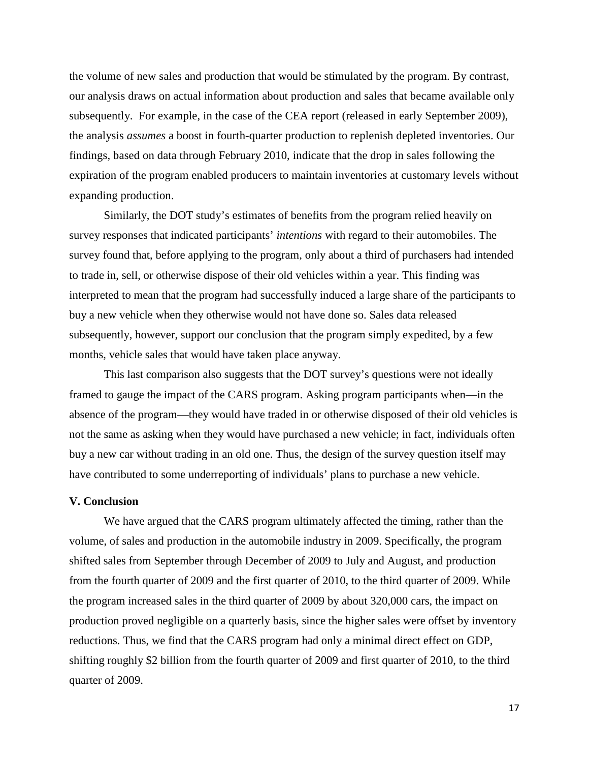the volume of new sales and production that would be stimulated by the program. By contrast, our analysis draws on actual information about production and sales that became available only subsequently. For example, in the case of the CEA report (released in early September 2009), the analysis *assumes* a boost in fourth-quarter production to replenish depleted inventories. Our findings, based on data through February 2010, indicate that the drop in sales following the expiration of the program enabled producers to maintain inventories at customary levels without expanding production.

Similarly, the DOT study's estimates of benefits from the program relied heavily on survey responses that indicated participants' *intentions* with regard to their automobiles. The survey found that, before applying to the program, only about a third of purchasers had intended to trade in, sell, or otherwise dispose of their old vehicles within a year. This finding was interpreted to mean that the program had successfully induced a large share of the participants to buy a new vehicle when they otherwise would not have done so. Sales data released subsequently, however, support our conclusion that the program simply expedited, by a few months, vehicle sales that would have taken place anyway.

This last comparison also suggests that the DOT survey's questions were not ideally framed to gauge the impact of the CARS program. Asking program participants when—in the absence of the program—they would have traded in or otherwise disposed of their old vehicles is not the same as asking when they would have purchased a new vehicle; in fact, individuals often buy a new car without trading in an old one. Thus, the design of the survey question itself may have contributed to some underreporting of individuals' plans to purchase a new vehicle.

## V. Conclusion

We have argued that the CARS program ultimately affected the timing, rather than the volume, of sales and production in the automobile industry in 2009. Specifically, the program shifted sales from September through December of 2009 to July and August, and production from the fourth quarter of 2009 and the first quarter of 2010, to the third quarter of 2009. While the program increased sales in the third quarter of 2009 by about 320,000 cars, the impact on production proved negligible on a quarterly basis, since the higher sales were offset by inventory reductions. Thus, we find that the CARS program had only a minimal direct effect on GDP, shifting roughly $2 billion from the fourth quarter of 2009 and first quarter of 2010, to the third quarter of 2009.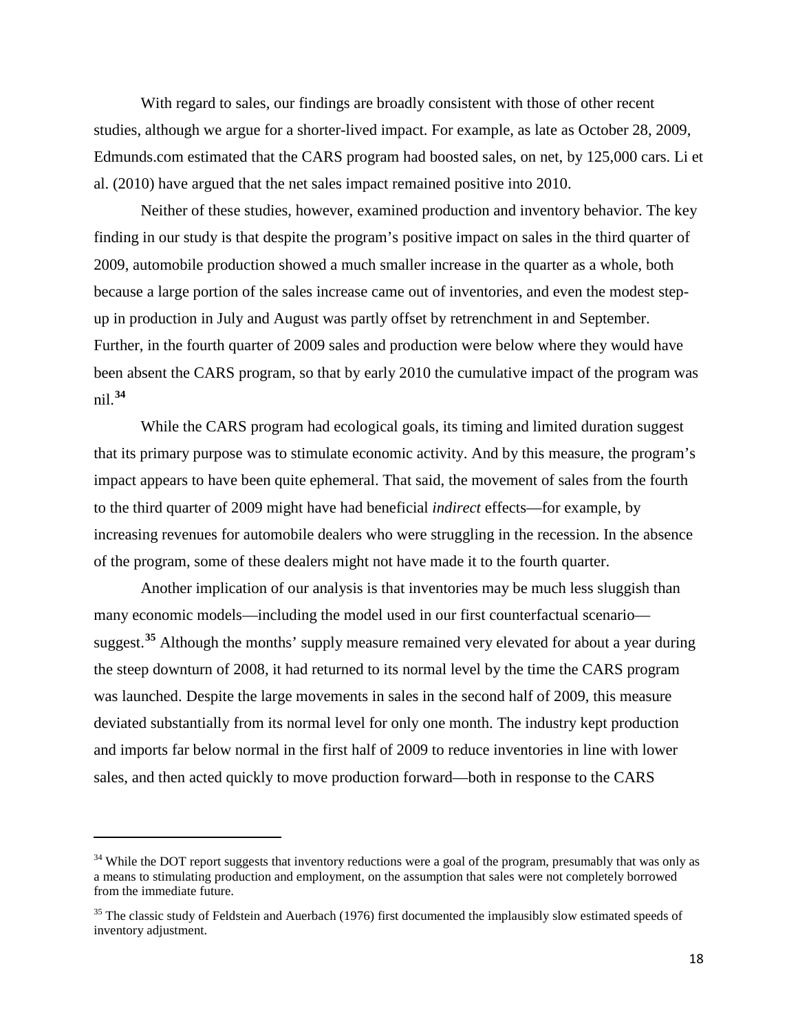With regard to sales, our findings are broadly consistent with those of other recent studies, although we argue for a shorter-lived impact. For example, as late as October 28, 2009, Edmunds.com estimated that the CARS program had boosted sales, on net, by 125,000 cars. Li et al. (2010) have argued that the net sales impact remained positive into 2010.

Neither of these studies, however, examined production and inventory behavior. The key finding in our study is that despite the program's positive impact on sales in the third quarter of 2009, automobile production showed a much smaller increase in the quarter as a whole, both because a large portion of the sales increase came out of inventories, and even the modest step-up in production in July and August was partly offset by retrenchment in and September. Further, in the fourth quarter of 2009 sales and production were below where they would have been absent the CARS program, so that by early 2010 the cumulative impact of the program was nil.[34]

While the CARS program had ecological goals, its timing and limited duration suggest that its primary purpose was to stimulate economic activity. And by this measure, the program's impact appears to have been quite ephemeral. That said, the movement of sales from the fourth to the third quarter of 2009 might have had beneficial *indirect* effects—for example, by increasing revenues for automobile dealers who were struggling in the recession. In the absence of the program, some of these dealers might not have made it to the fourth quarter.

Another implication of our analysis is that inventories may be much less sluggish than many economic models—including the model used in our first counterfactual scenario—suggest.[35] Although the months' supply measure remained very elevated for about a year during the steep downturn of 2008, it had returned to its normal level by the time the CARS program was launched. Despite the large movements in sales in the second half of 2009, this measure deviated substantially from its normal level for only one month. The industry kept production and imports far below normal in the first half of 2009 to reduce inventories in line with lower sales, and then acted quickly to move production forward—both in response to the CARS

[34] While the DOT report suggests that inventory reductions were a goal of the program, presumably that was only as a means to stimulating production and employment, on the assumption that sales were not completely borrowed from the immediate future.

[35] The classic study of Feldstein and Auerbach (1976) first documented the implausibly slow estimated speeds of inventory adjustment.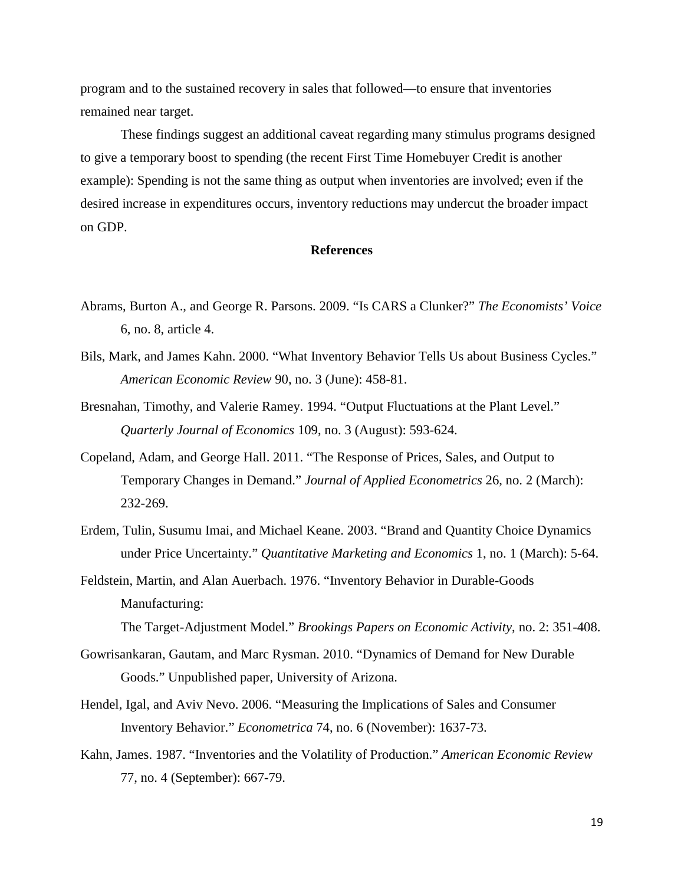program and to the sustained recovery in sales that followed—to ensure that inventories remained near target.

These findings suggest an additional caveat regarding many stimulus programs designed to give a temporary boost to spending (the recent First Time Homebuyer Credit is another example): Spending is not the same thing as output when inventories are involved; even if the desired increase in expenditures occurs, inventory reductions may undercut the broader impact on GDP.

## References

Abrams, Burton A., and George R. Parsons. 2009. "Is CARS a Clunker?" *The Economists' Voice* 6, no. 8, article 4.

Bils, Mark, and James Kahn. 2000. "What Inventory Behavior Tells Us about Business Cycles." *American Economic Review* 90, no. 3 (June): 458-81.

Bresnahan, Timothy, and Valerie Ramey. 1994. "Output Fluctuations at the Plant Level." *Quarterly Journal of Economics* 109, no. 3 (August): 593-624.

Copeland, Adam, and George Hall. 2011. "The Response of Prices, Sales, and Output to Temporary Changes in Demand." *Journal of Applied Econometrics* 26, no. 2 (March): 232-269.

Erdem, Tulin, Susumu Imai, and Michael Keane. 2003. "Brand and Quantity Choice Dynamics under Price Uncertainty." *Quantitative Marketing and Economics* 1, no. 1 (March): 5-64.

Feldstein, Martin, and Alan Auerbach. 1976. "Inventory Behavior in Durable-Goods Manufacturing:
The Target-Adjustment Model." *Brookings Papers on Economic Activity*, no. 2: 351-408.

Gowrisankaran, Gautam, and Marc Rysman. 2010. "Dynamics of Demand for New Durable Goods." Unpublished paper, University of Arizona.

Hendel, Igal, and Aviv Nevo. 2006. "Measuring the Implications of Sales and Consumer Inventory Behavior." *Econometrica* 74, no. 6 (November): 1637-73.

Kahn, James. 1987. "Inventories and the Volatility of Production." *American Economic Review* 77, no. 4 (September): 667-79.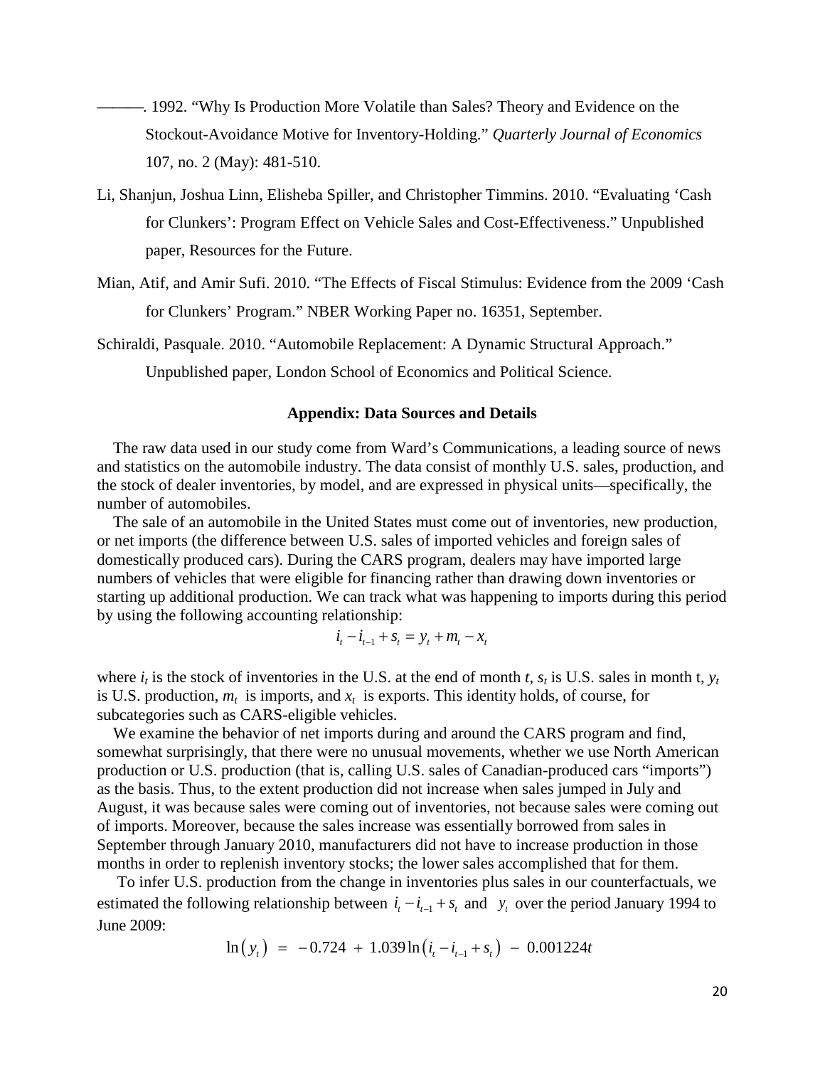———. 1992. "Why Is Production More Volatile than Sales? Theory and Evidence on the Stockout-Avoidance Motive for Inventory-Holding." *Quarterly Journal of Economics* 107, no. 2 (May): 481-510.

Li, Shanjun, Joshua Linn, Elisheba Spiller, and Christopher Timmins. 2010. "Evaluating 'Cash for Clunkers': Program Effect on Vehicle Sales and Cost-Effectiveness." Unpublished paper, Resources for the Future.

Mian, Atif, and Amir Sufi. 2010. "The Effects of Fiscal Stimulus: Evidence from the 2009 'Cash for Clunkers' Program." NBER Working Paper no. 16351, September.

Schiraldi, Pasquale. 2010. "Automobile Replacement: A Dynamic Structural Approach." Unpublished paper, London School of Economics and Political Science.

## Appendix: Data Sources and Details

The raw data used in our study come from Ward's Communications, a leading source of news and statistics on the automobile industry. The data consist of monthly U.S. sales, production, and the stock of dealer inventories, by model, and are expressed in physical units—specifically, the number of automobiles.

The sale of an automobile in the United States must come out of inventories, new production, or net imports (the difference between U.S. sales of imported vehicles and foreign sales of domestically produced cars). During the CARS program, dealers may have imported large numbers of vehicles that were eligible for financing rather than drawing down inventories or starting up additional production. We can track what was happening to imports during this period by using the following accounting relationship:

$$i_t - i_{t-1} + s_t = y_t + m_t - x_t$$

where $i_t$ is the stock of inventories in the U.S. at the end of month $t$, $s_t$ is U.S. sales in month t, $y_t$ is U.S. production, $m_t$ is imports, and $x_t$ is exports. This identity holds, of course, for subcategories such as CARS-eligible vehicles.

We examine the behavior of net imports during and around the CARS program and find, somewhat surprisingly, that there were no unusual movements, whether we use North American production or U.S. production (that is, calling U.S. sales of Canadian-produced cars "imports") as the basis. Thus, to the extent production did not increase when sales jumped in July and August, it was because sales were coming out of inventories, not because sales were coming out of imports. Moreover, because the sales increase was essentially borrowed from sales in September through January 2010, manufacturers did not have to increase production in those months in order to replenish inventory stocks; the lower sales accomplished that for them.

To infer U.S. production from the change in inventories plus sales in our counterfactuals, we estimated the following relationship between $i_t - i_{t-1} + s_t$ and $y_t$ over the period January 1994 to June 2009:

$$\ln\left(y_t\right) \;=\; -0.724 \;+\; 1.039\ln\left(i_t - i_{t-1} + s_t\right) \;-\; 0.001224t$$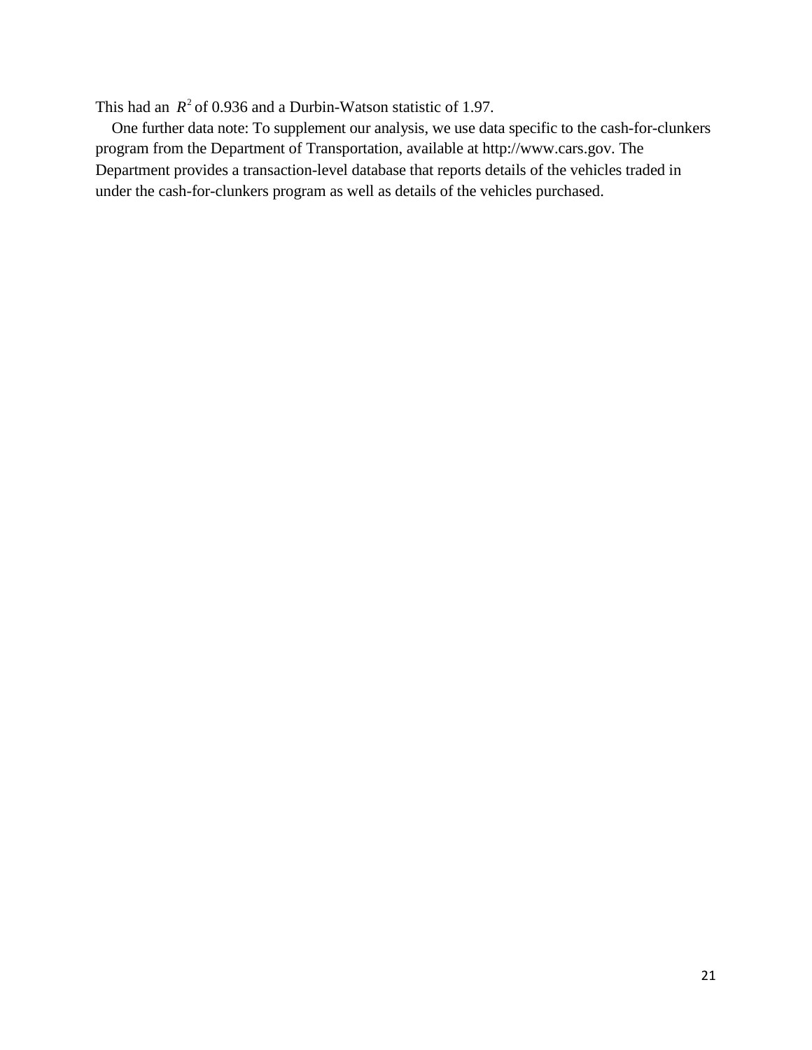This had an $R^2$ of 0.936 and a Durbin-Watson statistic of 1.97.

One further data note: To supplement our analysis, we use data specific to the cash-for-clunkers program from the Department of Transportation, available at http://www.cars.gov. The Department provides a transaction-level database that reports details of the vehicles traded in under the cash-for-clunkers program as well as details of the vehicles purchased.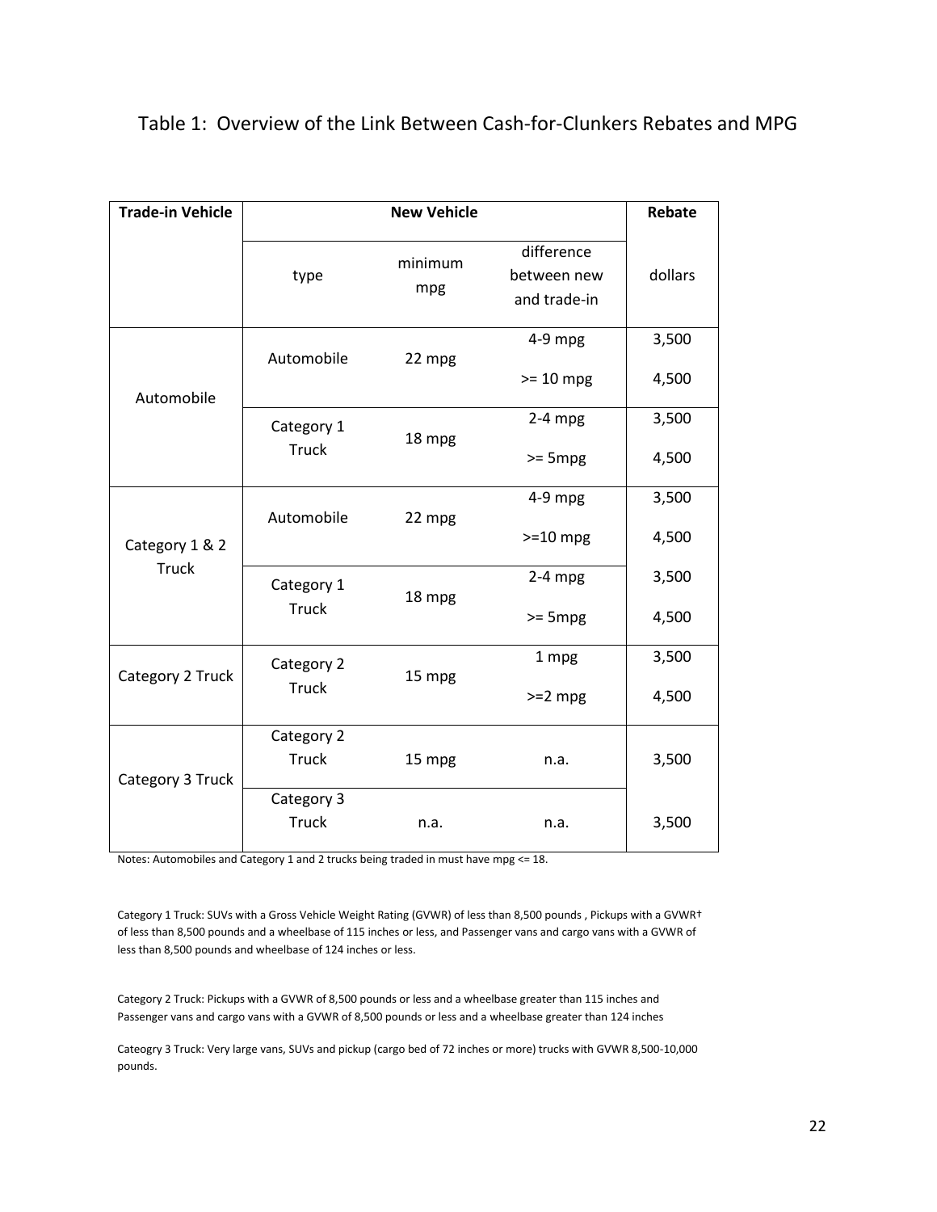Table 1: Overview of the Link Between Cash-for-Clunkers Rebates and MPG

| Trade-in Vehicle | New Vehicle | | | Rebate |
|---|---|---|---|---|
| | type | minimum mpg | difference between new and trade-in | dollars |
| Automobile | Automobile | 22 mpg | 4-9 mpg | 3,500 |
| | | | >= 10 mpg | 4,500 |
| | Category 1 Truck | 18 mpg | 2-4 mpg | 3,500 |
| | | | >= 5mpg | 4,500 |
| Category 1 & 2 Truck | Automobile | 22 mpg | 4-9 mpg | 3,500 |
| | | | >=10 mpg | 4,500 |
| | Category 1 Truck | 18 mpg | 2-4 mpg | 3,500 |
| | | | >= 5mpg | 4,500 |
| Category 2 Truck | Category 2 Truck | 15 mpg | 1 mpg | 3,500 |
| | | | >=2 mpg | 4,500 |
| Category 3 Truck | Category 2 Truck | 15 mpg | n.a. | 3,500 |
| | Category 3 Truck | n.a. | n.a. | 3,500 |

Notes: Automobiles and Category 1 and 2 trucks being traded in must have mpg <= 18.

Category 1 Truck: SUVs with a Gross Vehicle Weight Rating (GVWR) of less than 8,500 pounds , Pickups with a GVWR† of less than 8,500 pounds and a wheelbase of 115 inches or less, and Passenger vans and cargo vans with a GVWR of less than 8,500 pounds and wheelbase of 124 inches or less.

Category 2 Truck: Pickups with a GVWR of 8,500 pounds or less and a wheelbase greater than 115 inches and Passenger vans and cargo vans with a GVWR of 8,500 pounds or less and a wheelbase greater than 124 inches

Cateogry 3 Truck: Very large vans, SUVs and pickup (cargo bed of 72 inches or more) trucks with GVWR 8,500-10,000 pounds.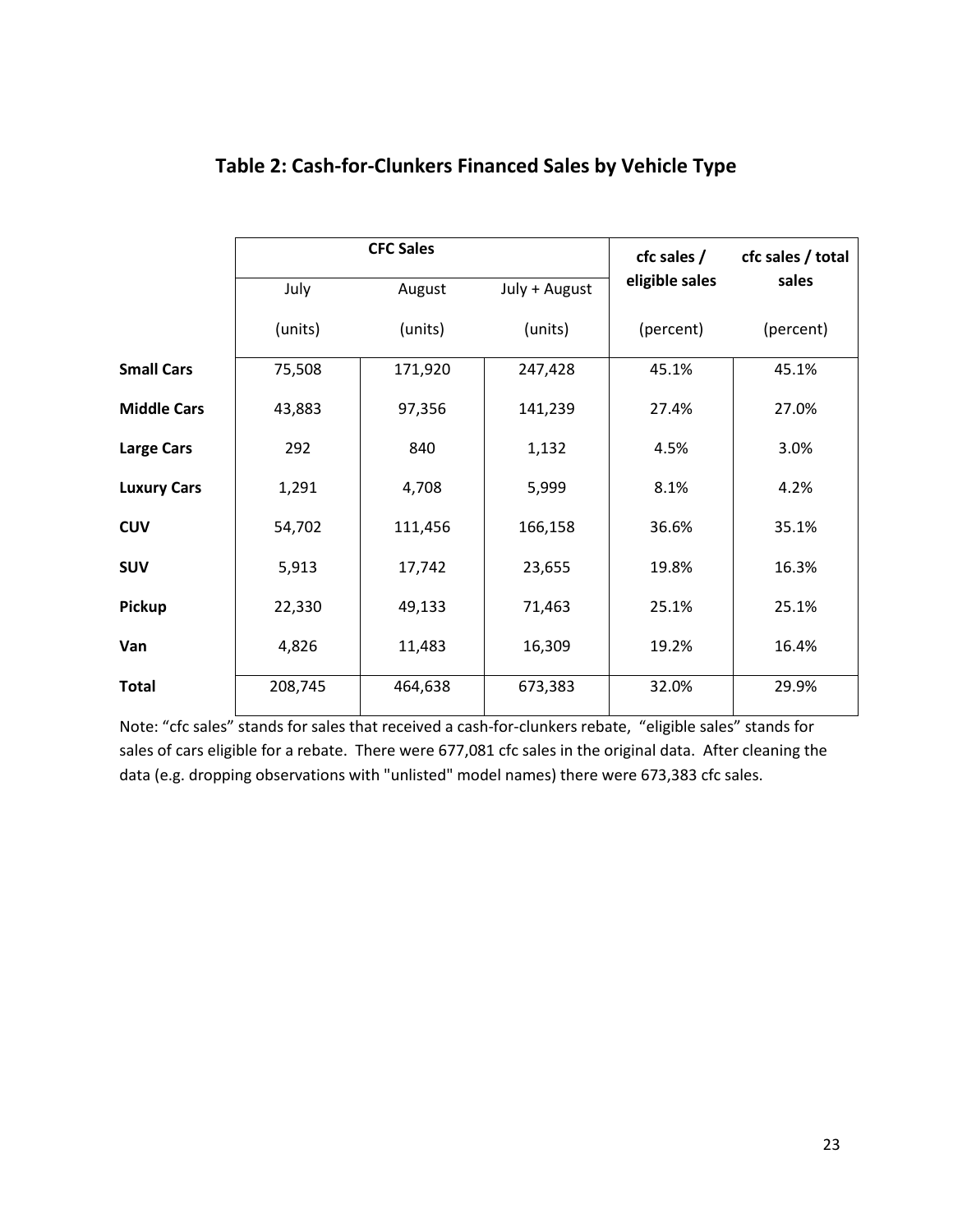## Table 2: Cash-for-Clunkers Financed Sales by Vehicle Type

| | CFC Sales | | | cfc sales / eligible sales | cfc sales / total sales |
|---|---|---|---|---|---|
| | July | August | July + August | | |
| | (units) | (units) | (units) | (percent) | (percent) |
| **Small Cars** | 75,508 | 171,920 | 247,428 | 45.1% | 45.1% |
| **Middle Cars** | 43,883 | 97,356 | 141,239 | 27.4% | 27.0% |
| **Large Cars** | 292 | 840 | 1,132 | 4.5% | 3.0% |
| **Luxury Cars** | 1,291 | 4,708 | 5,999 | 8.1% | 4.2% |
| **CUV** | 54,702 | 111,456 | 166,158 | 36.6% | 35.1% |
| **SUV** | 5,913 | 17,742 | 23,655 | 19.8% | 16.3% |
| **Pickup** | 22,330 | 49,133 | 71,463 | 25.1% | 25.1% |
| **Van** | 4,826 | 11,483 | 16,309 | 19.2% | 16.4% |
| **Total** | 208,745 | 464,638 | 673,383 | 32.0% | 29.9% |

Note: "cfc sales" stands for sales that received a cash-for-clunkers rebate, "eligible sales" stands for sales of cars eligible for a rebate. There were 677,081 cfc sales in the original data. After cleaning the data (e.g. dropping observations with "unlisted" model names) there were 673,383 cfc sales.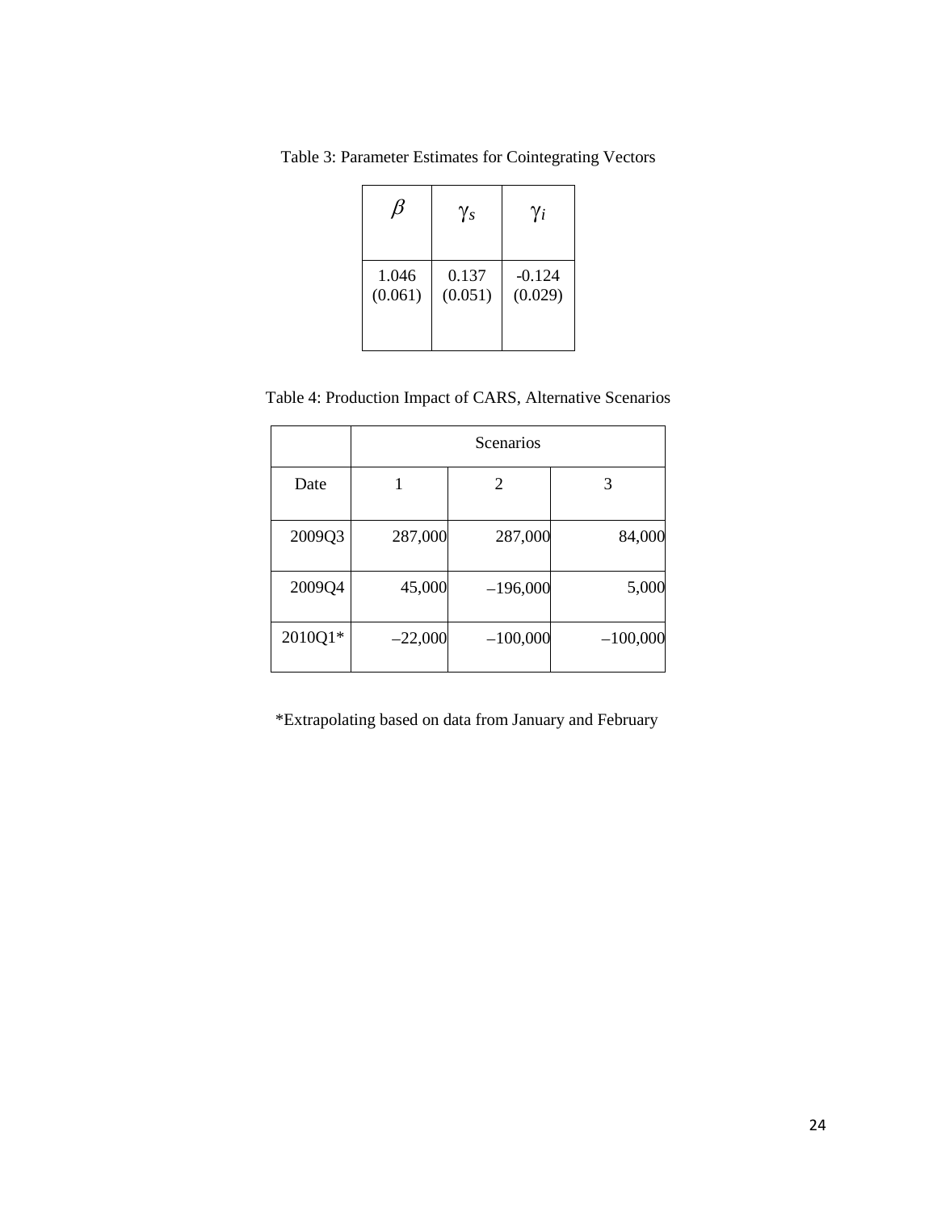Table 3: Parameter Estimates for Cointegrating Vectors

| $\beta$ | $\gamma_s$ | $\gamma_i$ |
|---|---|---|
| 1.046<br>(0.061) | 0.137<br>(0.051) | -0.124<br>(0.029) |

Table 4: Production Impact of CARS, Alternative Scenarios

| | Scenarios | | |
|---|---|---|---|
| Date | 1 | 2 | 3 |
| 2009Q3 | 287,000 | 287,000 | 84,000 |
| 2009Q4 | 45,000 | –196,000 | 5,000 |
| 2010Q1* | –22,000 | –100,000 | –100,000 |

*Extrapolating based on data from January and February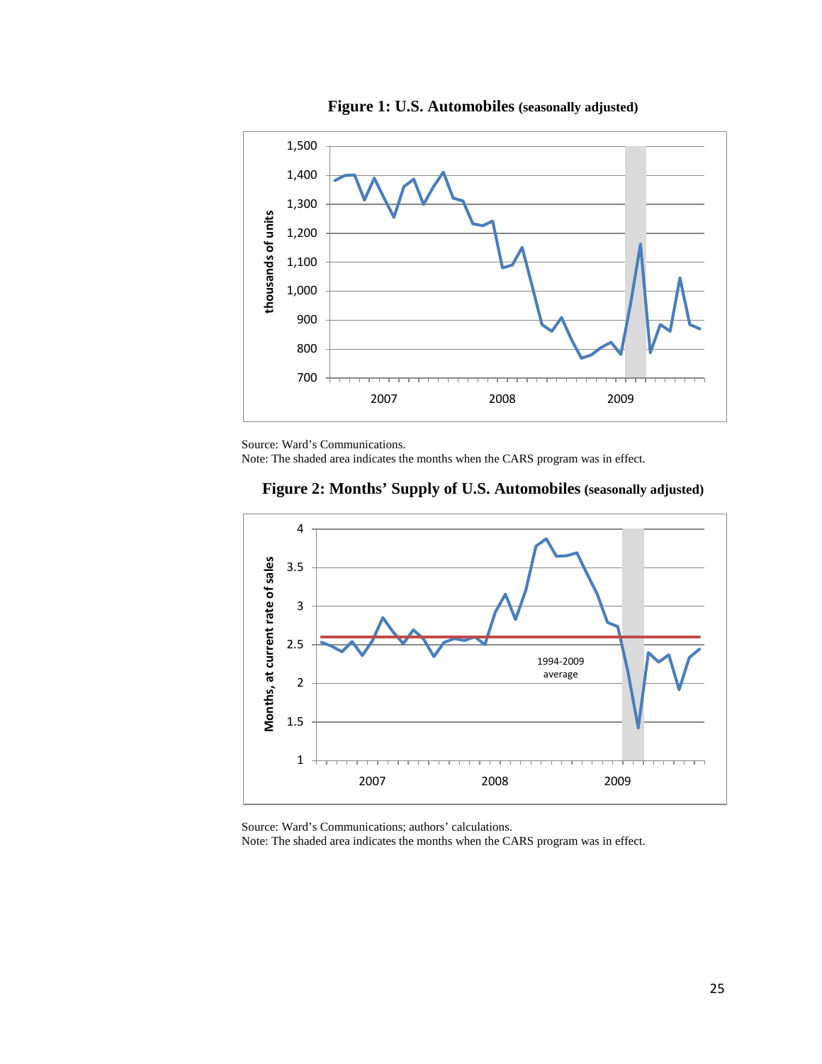**Figure 1: U.S. Automobiles (seasonally adjusted)**

Source: Ward's Communications.
Note: The shaded area indicates the months when the CARS program was in effect.

**Figure 2: Months' Supply of U.S. Automobiles (seasonally adjusted)**

Source: Ward's Communications; authors' calculations.
Note: The shaded area indicates the months when the CARS program was in effect.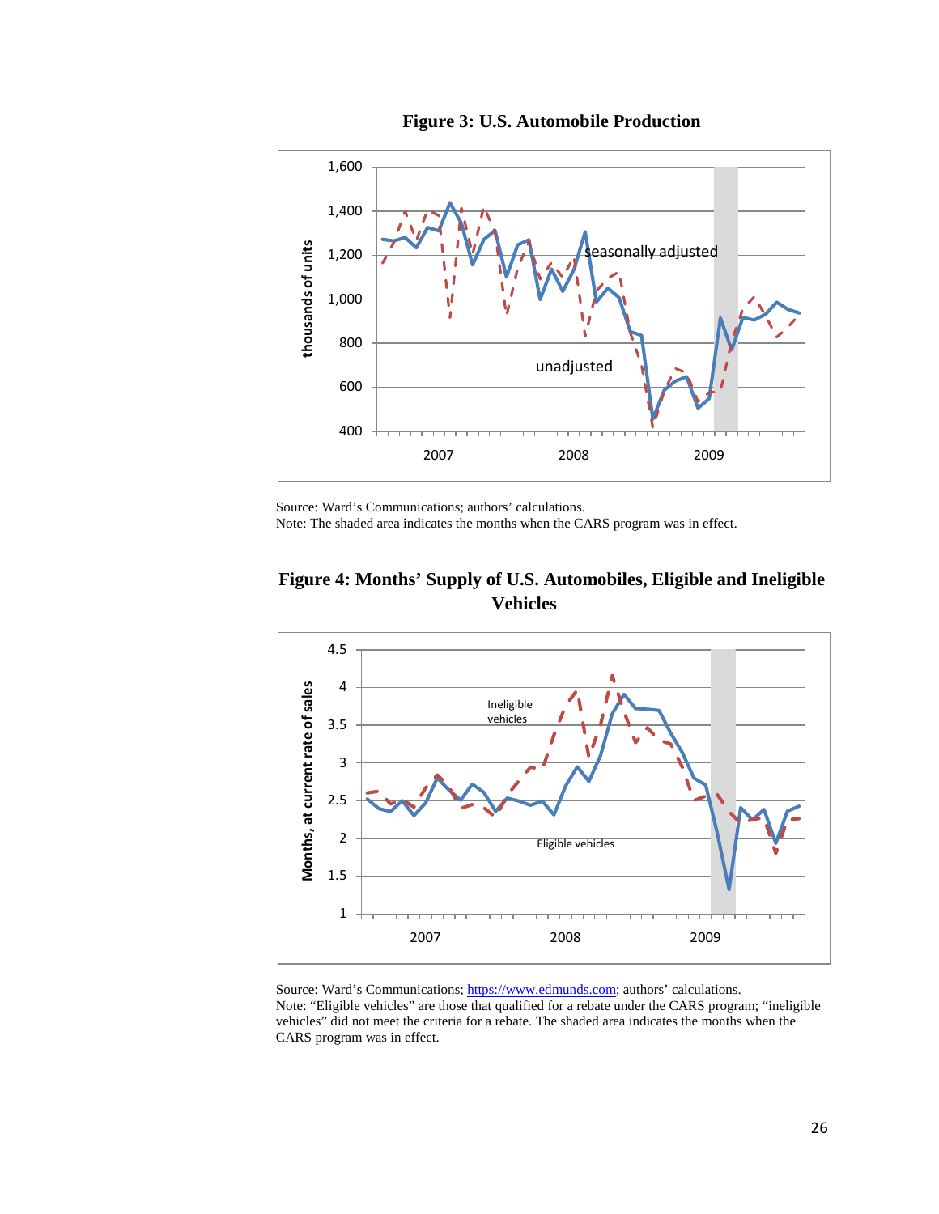**Figure 3: U.S. Automobile Production**

Source: Ward's Communications; authors' calculations.
Note: The shaded area indicates the months when the CARS program was in effect.

**Figure 4: Months' Supply of U.S. Automobiles, Eligible and Ineligible Vehicles**

Source: Ward's Communications; https://www.edmunds.com; authors' calculations.
Note: "Eligible vehicles" are those that qualified for a rebate under the CARS program; "ineligible vehicles" did not meet the criteria for a rebate. The shaded area indicates the months when the CARS program was in effect.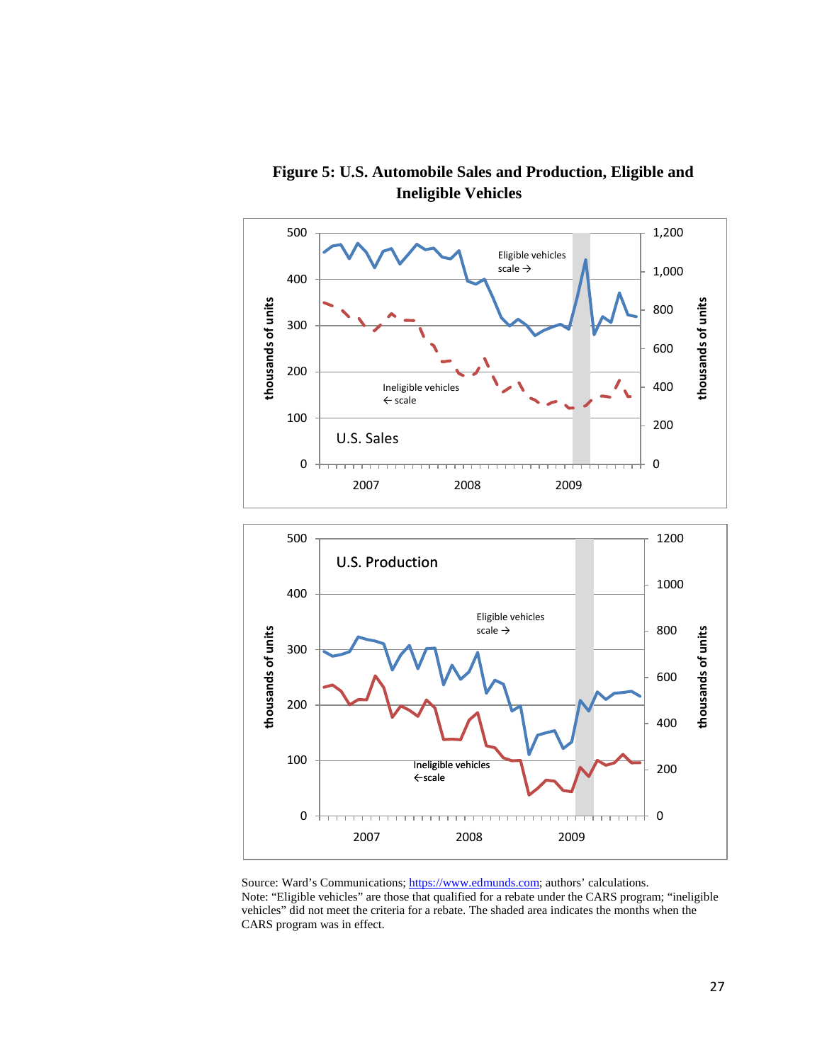**Figure 5: U.S. Automobile Sales and Production, Eligible and Ineligible Vehicles**

Source: Ward's Communications; https://www.edmunds.com; authors' calculations.
Note: "Eligible vehicles" are those that qualified for a rebate under the CARS program; "ineligible vehicles" did not meet the criteria for a rebate. The shaded area indicates the months when the CARS program was in effect.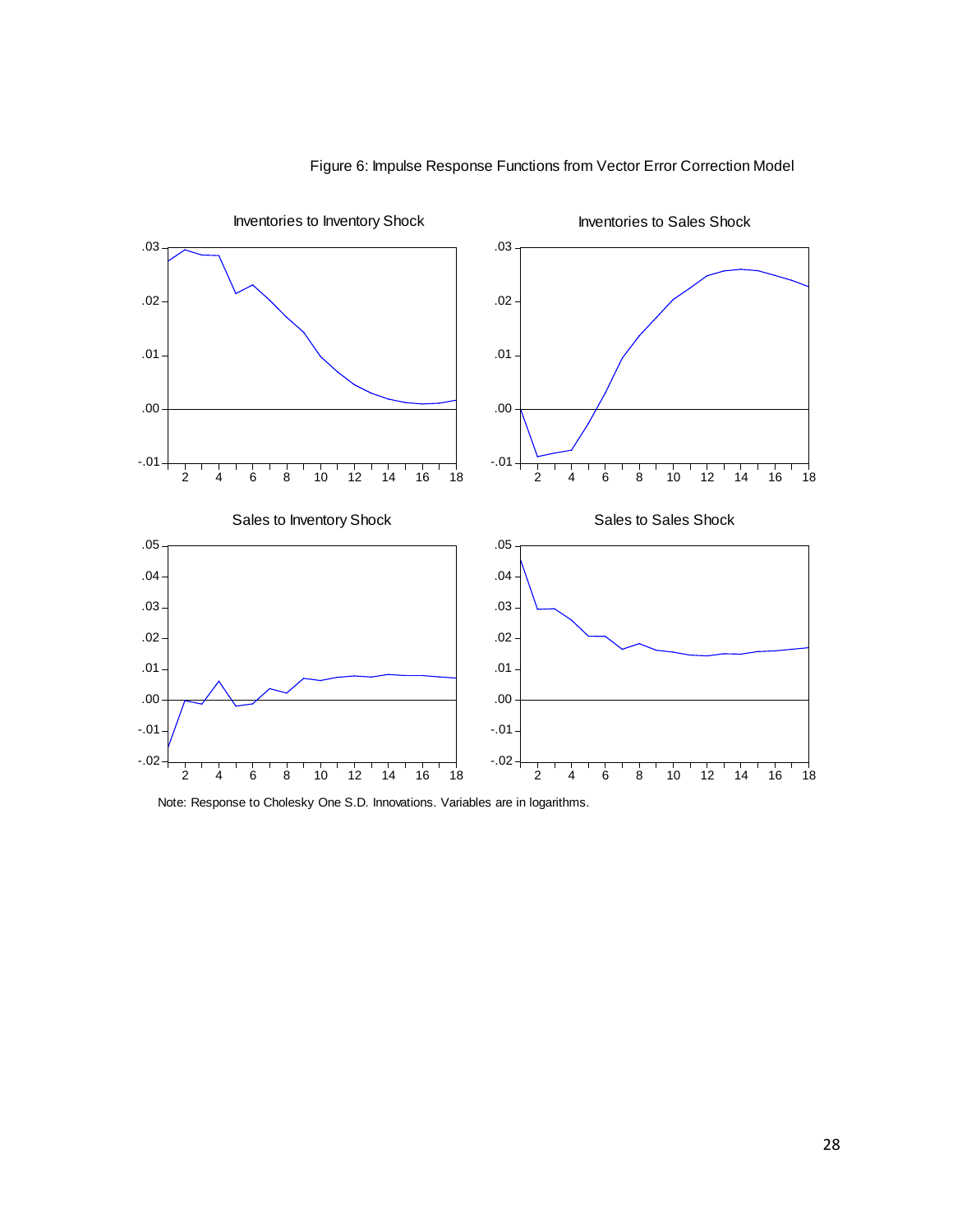Figure 6: Impulse Response Functions from Vector Error Correction Model

Inventories to Inventory Shock

Inventories to Sales Shock

Sales to Inventory Shock

Sales to Sales Shock

Note: Response to Cholesky One S.D. Innovations. Variables are in logarithms.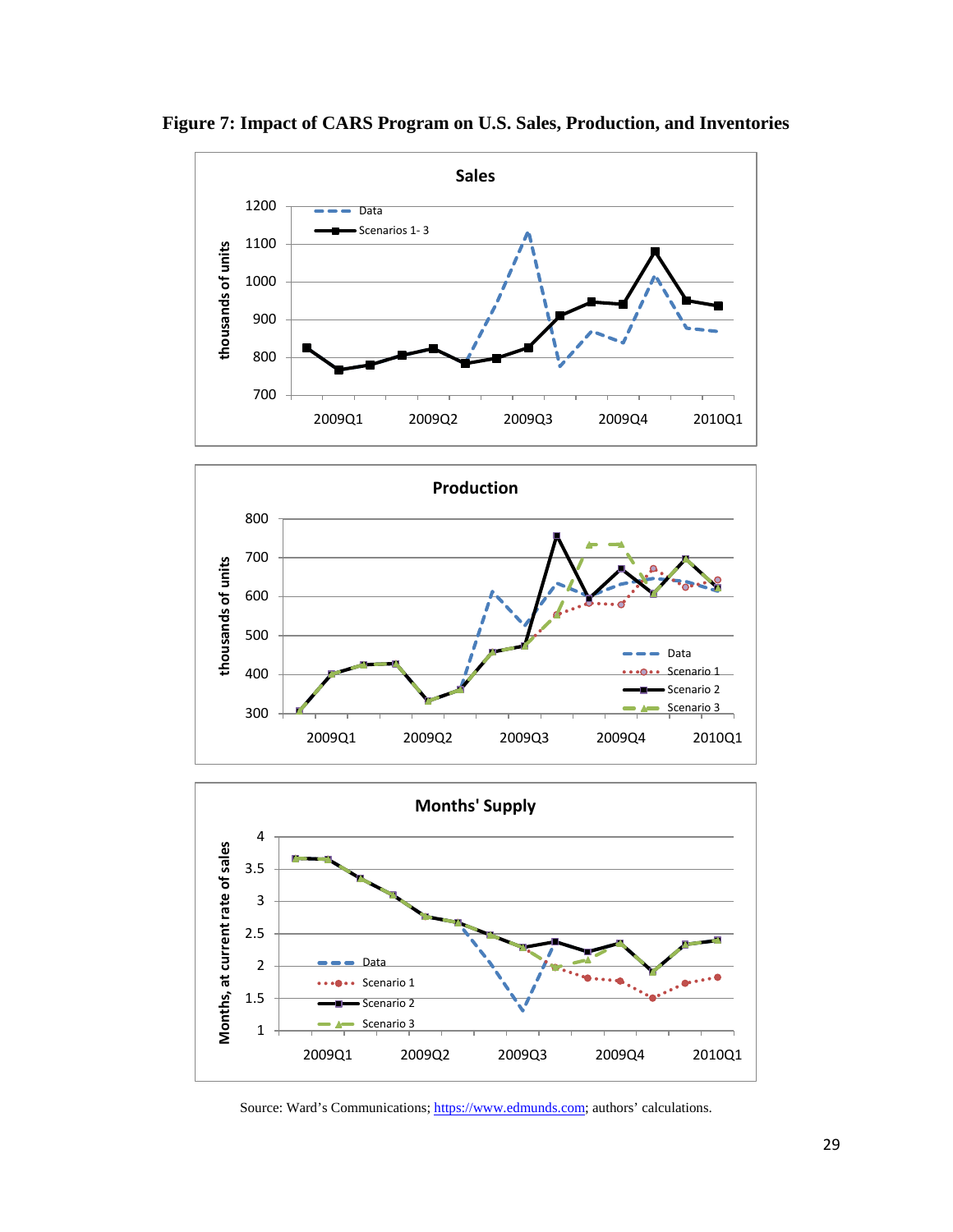**Figure 7: Impact of CARS Program on U.S. Sales, Production, and Inventories**

Source: Ward's Communications; https://www.edmunds.com; authors' calculations.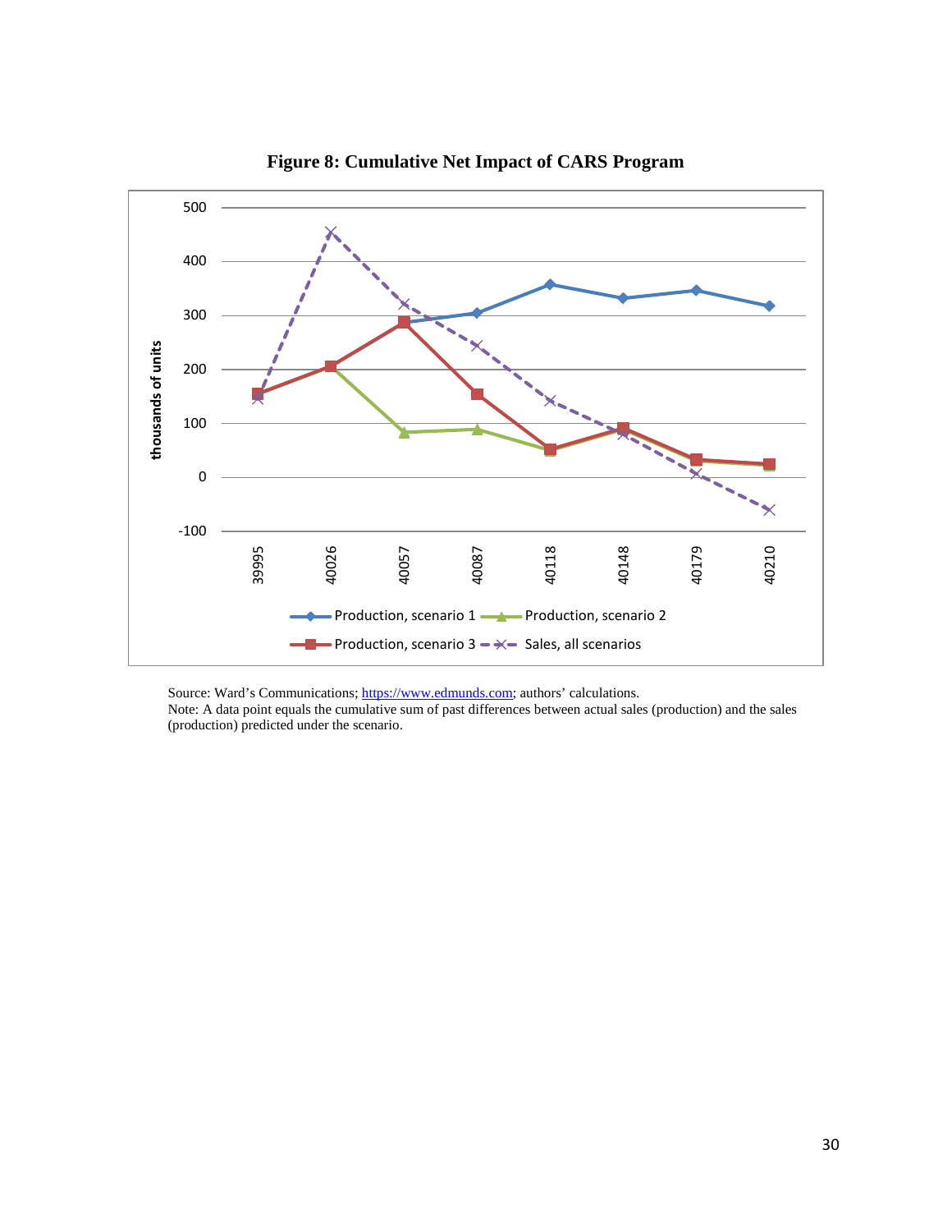**Figure 8: Cumulative Net Impact of CARS Program**

thousands of units

500
400
300
200
100
0
-100

39995
40026
40057
40087
40118
40148
40179
40210

Production, scenario 1
Production, scenario 2
Production, scenario 3
Sales, all scenarios

Source: Ward's Communications; https://www.edmunds.com; authors' calculations.
Note: A data point equals the cumulative sum of past differences between actual sales (production) and the sales (production) predicted under the scenario.